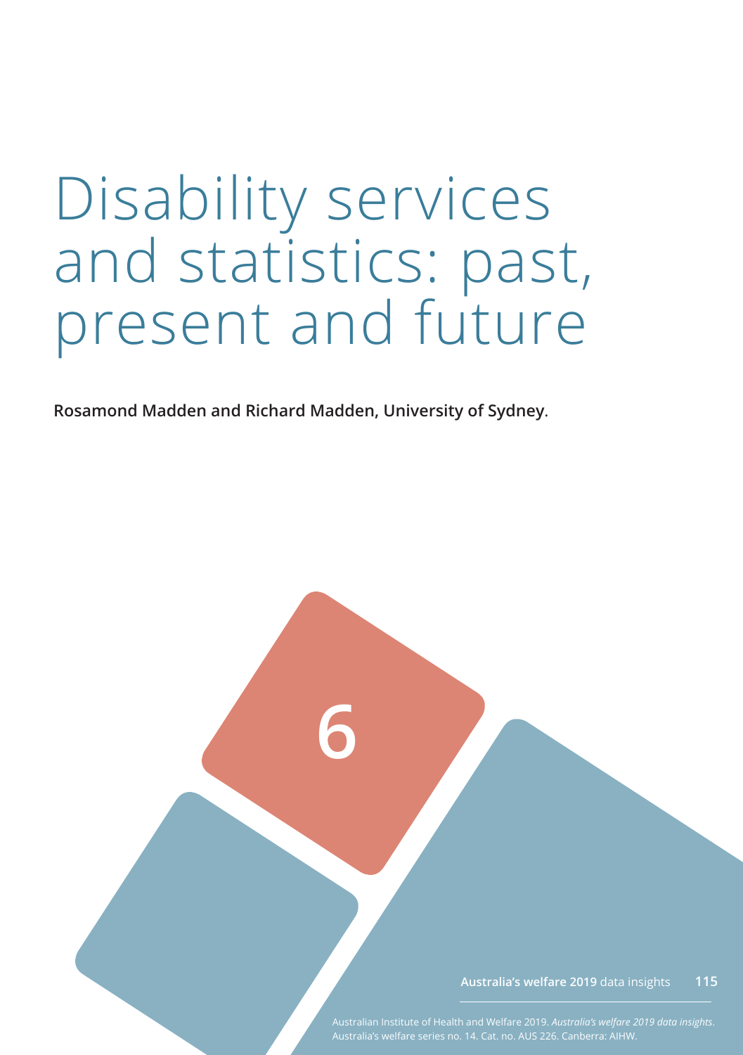# Disability services and statistics: past, present and future

**Rosamond Madden and Richard Madden, University of Sydney**.

6

Australian Institute of Health and Welfare 2019. *Australia's welfare 2019 data insights*. Australia's welfare series no. 14. Cat. no. AUS 226. Canberra: AIHW.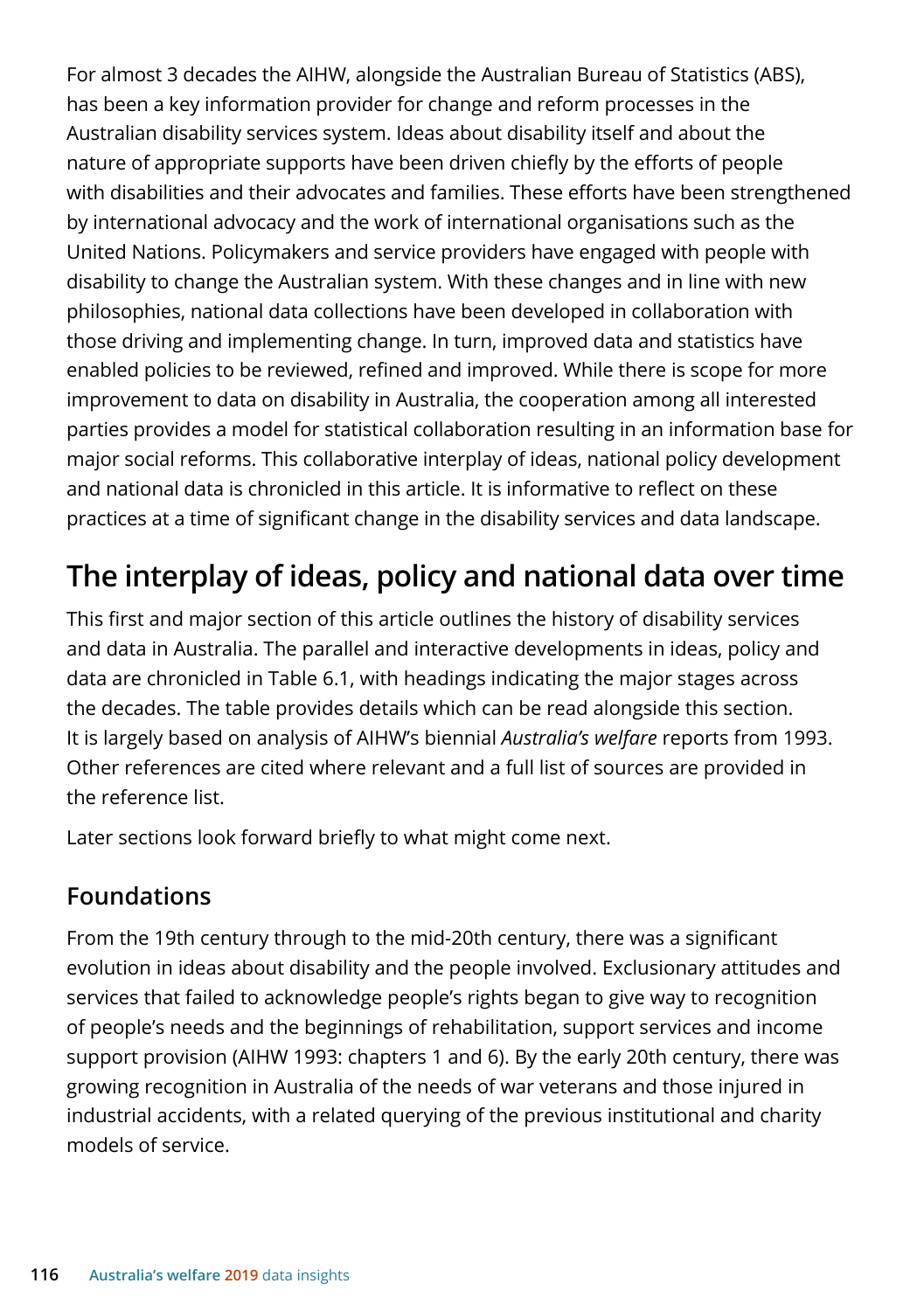For almost 3 decades the AIHW, alongside the Australian Bureau of Statistics (ABS), has been a key information provider for change and reform processes in the Australian disability services system. Ideas about disability itself and about the nature of appropriate supports have been driven chiefly by the efforts of people with disabilities and their advocates and families. These efforts have been strengthened by international advocacy and the work of international organisations such as the United Nations. Policymakers and service providers have engaged with people with disability to change the Australian system. With these changes and in line with new philosophies, national data collections have been developed in collaboration with those driving and implementing change. In turn, improved data and statistics have enabled policies to be reviewed, refined and improved. While there is scope for more improvement to data on disability in Australia, the cooperation among all interested parties provides a model for statistical collaboration resulting in an information base for major social reforms. This collaborative interplay of ideas, national policy development and national data is chronicled in this article. It is informative to reflect on these practices at a time of significant change in the disability services and data landscape.

## The interplay of ideas, policy and national data over time

This first and major section of this article outlines the history of disability services and data in Australia. The parallel and interactive developments in ideas, policy and data are chronicled in Table 6.1, with headings indicating the major stages across the decades. The table provides details which can be read alongside this section. It is largely based on analysis of AIHW's biennial *Australia's welfare* reports from 1993. Other references are cited where relevant and a full list of sources are provided in the reference list.

Later sections look forward briefly to what might come next.

### Foundations

From the 19th century through to the mid-20th century, there was a significant evolution in ideas about disability and the people involved. Exclusionary attitudes and services that failed to acknowledge people's rights began to give way to recognition of people's needs and the beginnings of rehabilitation, support services and income support provision (AIHW 1993: chapters 1 and 6). By the early 20th century, there was growing recognition in Australia of the needs of war veterans and those injured in industrial accidents, with a related querying of the previous institutional and charity models of service.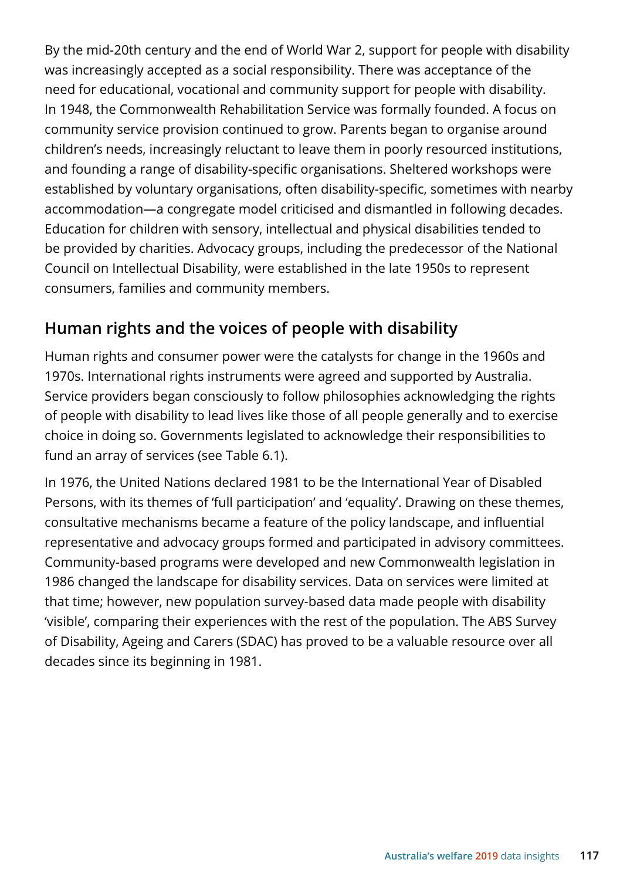By the mid-20th century and the end of World War 2, support for people with disability was increasingly accepted as a social responsibility. There was acceptance of the need for educational, vocational and community support for people with disability. In 1948, the Commonwealth Rehabilitation Service was formally founded. A focus on community service provision continued to grow. Parents began to organise around children's needs, increasingly reluctant to leave them in poorly resourced institutions, and founding a range of disability-specific organisations. Sheltered workshops were established by voluntary organisations, often disability-specific, sometimes with nearby accommodation—a congregate model criticised and dismantled in following decades. Education for children with sensory, intellectual and physical disabilities tended to be provided by charities. Advocacy groups, including the predecessor of the National Council on Intellectual Disability, were established in the late 1950s to represent consumers, families and community members.

## Human rights and the voices of people with disability

Human rights and consumer power were the catalysts for change in the 1960s and 1970s. International rights instruments were agreed and supported by Australia. Service providers began consciously to follow philosophies acknowledging the rights of people with disability to lead lives like those of all people generally and to exercise choice in doing so. Governments legislated to acknowledge their responsibilities to fund an array of services (see Table 6.1).

In 1976, the United Nations declared 1981 to be the International Year of Disabled Persons, with its themes of 'full participation' and 'equality'. Drawing on these themes, consultative mechanisms became a feature of the policy landscape, and influential representative and advocacy groups formed and participated in advisory committees. Community-based programs were developed and new Commonwealth legislation in 1986 changed the landscape for disability services. Data on services were limited at that time; however, new population survey-based data made people with disability 'visible', comparing their experiences with the rest of the population. The ABS Survey of Disability, Ageing and Carers (SDAC) has proved to be a valuable resource over all decades since its beginning in 1981.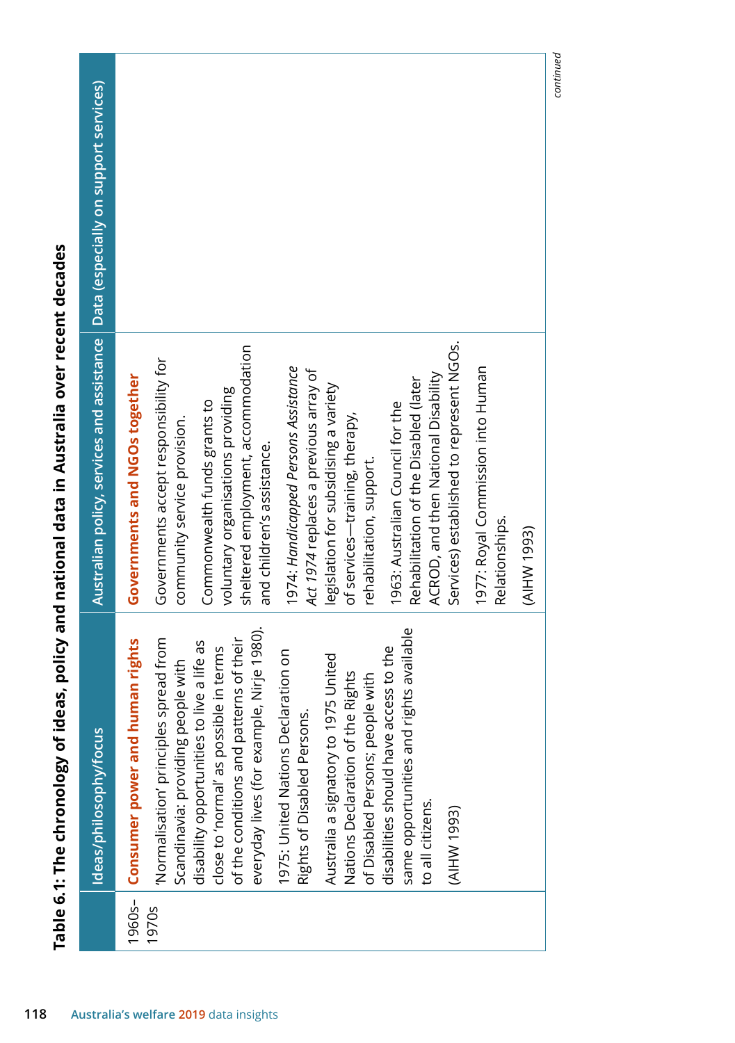**Table 6.1: The chronology of ideas, policy and national data in Australia over recent decades**

| | Ideas/philosophy/focus | Australian policy, services and assistance | Data (especially on support services) |
|---|---|---|---|
| 1960s–1970s | **Consumer power and human rights**<br><br>'Normalisation' principles spread from Scandinavia: providing people with disability opportunities to live a life as close to 'normal' as possible in terms of the conditions and patterns of their everyday lives (for example, Nirje 1980).<br><br>1975: United Nations Declaration on Rights of Disabled Persons.<br><br>Australia a signatory to 1975 United Nations Declaration of the Rights of Disabled Persons; people with disabilities should have access to the same opportunities and rights available to all citizens.<br><br>(AIHW 1993) | **Governments and NGOs together**<br><br>Governments accept responsibility for community service provision.<br><br>Commonwealth funds grants to voluntary organisations providing sheltered employment, accommodation and children's assistance.<br><br>1974: *Handicapped Persons Assistance Act 1974* replaces a previous array of legislation for subsidising a variety of services—training, therapy, rehabilitation, support.<br><br>1963: Australian Council for the Rehabilitation of the Disabled (later ACROD, and then National Disability Services) established to represent NGOs.<br><br>1977: Royal Commission into Human Relationships.<br><br>(AIHW 1993) | |

*continued*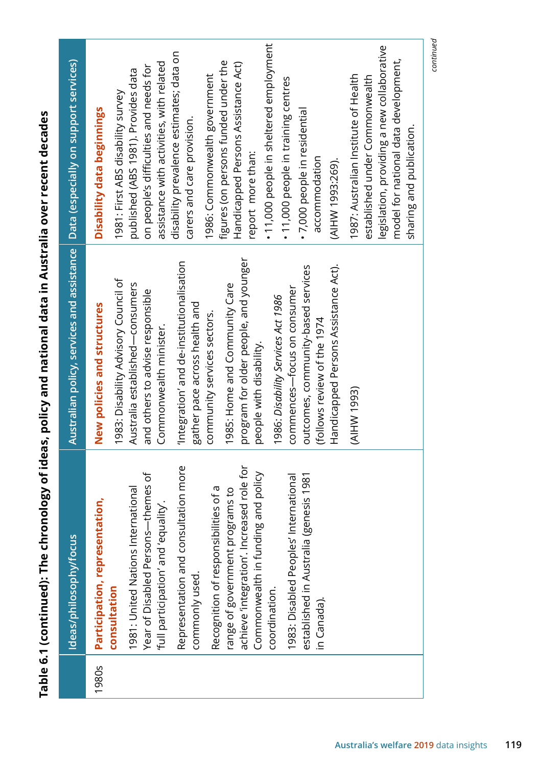# Table 6.1 (continued): The chronology of ideas, policy and national data in Australia over recent decades

| | Ideas/philosophy/focus | Australian policy, services and assistance | Data (especially on support services) |
|---|---|---|---|
| 1980s | **Participation, representation, consultation**<br><br>1981: United Nations International Year of Disabled Persons—themes of 'full participation' and 'equality'.<br><br>Representation and consultation more commonly used.<br><br>Recognition of responsibilities of a range of government programs to achieve 'integration'. Increased role for Commonwealth in funding and policy coordination.<br><br>1983: Disabled Peoples' International established in Australia (genesis 1981 in Canada). | **New policies and structures**<br><br>1983: Disability Advisory Council of Australia established—consumers and others to advise responsible Commonwealth minister.<br><br>'Integration' and de-institutionalisation gather pace across health and community services sectors.<br><br>1985: Home and Community Care program for older people, and younger people with disability.<br><br>1986: *Disability Services Act 1986* commences—focus on consumer outcomes, community-based services (follows review of the 1974 Handicapped Persons Assistance Act).<br><br>(AIHW 1993) | **Disability data beginnings**<br><br>1981: First ABS disability survey published (ABS 1981). Provides data on people's difficulties and needs for assistance with activities, with related disability prevalence estimates; data on carers and care provision.<br><br>1986: Commonwealth government figures (on persons funded under the Handicapped Persons Assistance Act) report more than:<br>• 11,000 people in sheltered employment<br>• 11,000 people in training centres<br>• 7,000 people in residential accommodation<br>(AIHW 1993:269).<br><br>1987: Australian Institute of Health established under Commonwealth legislation, providing a new collaborative model for national data development, sharing and publication. |

*continued*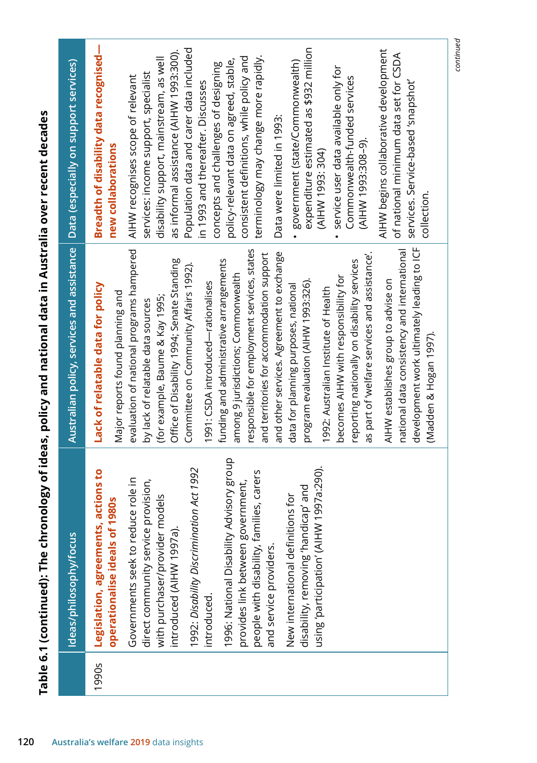**Table 6.1 (continued): The chronology of ideas, policy and national data in Australia over recent decades**

| | Ideas/philosophy/focus | Australian policy, services and assistance | Data (especially on support services) |
|---|---|---|---|
| 1990s | **Legislation, agreements, actions to operationalise ideals of 1980s**<br><br>Governments seek to reduce role in direct community service provision, with purchaser/provider models introduced (AIHW 1997a).<br><br>1992: *Disability Discrimination Act 1992* introduced.<br><br>1996: National Disability Advisory group provides link between government, people with disability, families, carers and service providers.<br><br>New international definitions for disability, removing 'handicap' and using 'participation' (AIHW 1997a:290). | **Lack of relatable data for policy**<br><br>Major reports found planning and evaluation of national programs hampered by lack of relatable data sources (for example, Baume & Kay 1995; Office of Disability 1994; Senate Standing Committee on Community Affairs 1992).<br><br>1991: CSDA introduced—rationalises funding and administrative arrangements among 9 jurisdictions; Commonwealth responsible for employment services, states and territories for accommodation support and other services. Agreement to exchange data for planning purposes, national program evaluation (AIHW 1993:326).<br><br>1992: Australian Institute of Health becomes AIHW with responsibility for reporting nationally on disability services as part of 'welfare services and assistance'.<br><br>AIHW establishes group to advise on national data consistency and international development work ultimately leading to ICF (Madden & Hogan 1997). | **Breadth of disability data recognised—new collaborations**<br><br>AIHW recognises scope of relevant services: income support, specialist disability support, mainstream, as well as informal assistance (AIHW 1993:300). Population data and carer data included in 1993 and thereafter. Discusses concepts and challenges of designing policy-relevant data on agreed, stable, consistent definitions, while policy and terminology may change more rapidly.<br><br>Data were limited in 1993:<br><br>• government (state/Commonwealth) expenditure estimated as $932 million (AIHW 1993: 304)<br>• service user data available only for Commonwealth-funded services (AIHW 1993:308–9).<br><br>AIHW begins collaborative development of national minimum data set for CSDA services. Service-based 'snapshot' collection. |

*continued*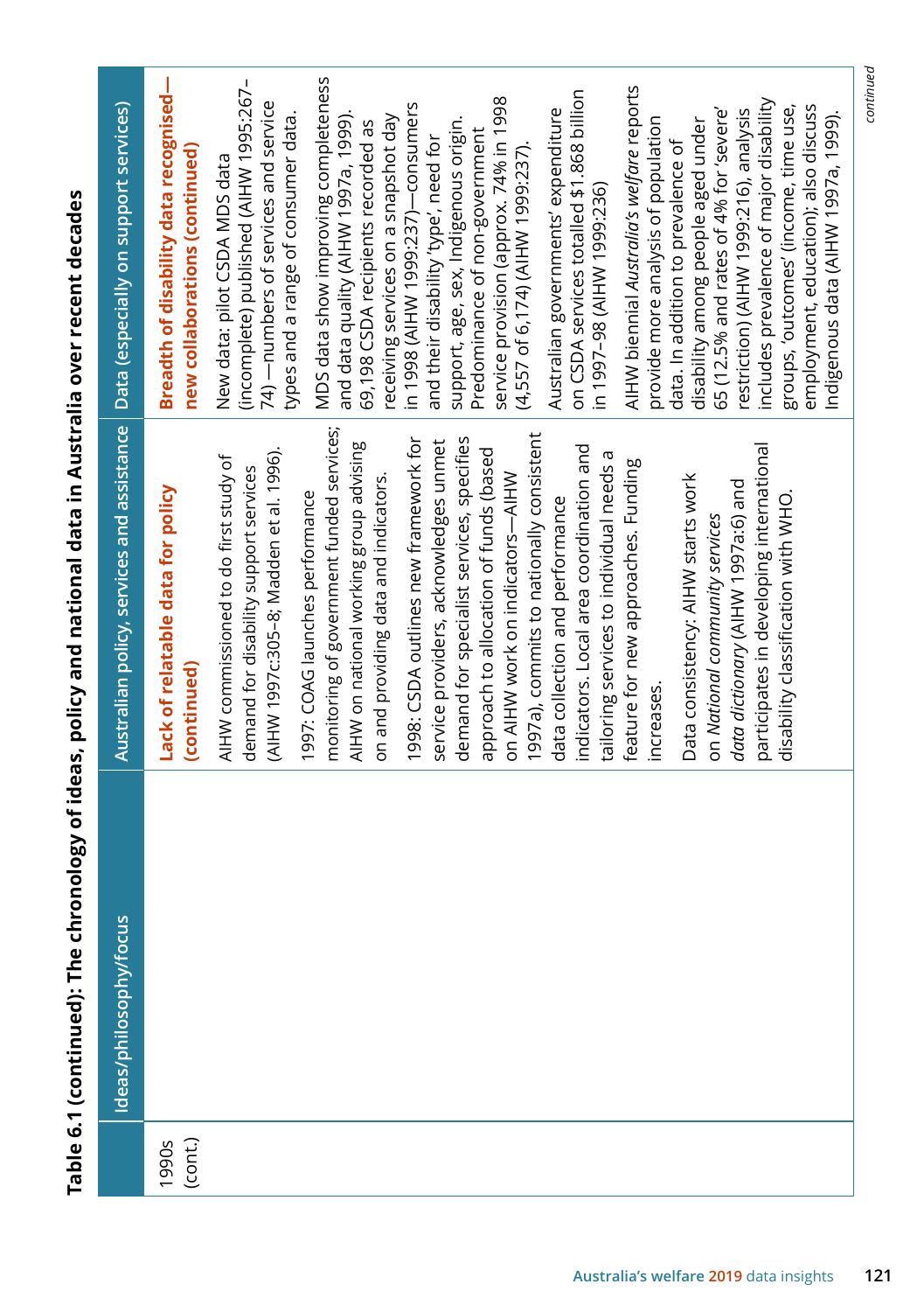**Table 6.1 (continued): The chronology of ideas, policy and national data in Australia over recent decades**

| | Ideas/philosophy/focus | Australian policy, services and assistance | Data (especially on support services) |
|---|---|---|---|
| 1990s (cont.) | | **Lack of relatable data for policy (continued)** | **Breadth of disability data recognised—new collaborations (continued)** |
| | | AIHW commissioned to do first study of demand for disability support services (AIHW 1997c:305–8; Madden et al. 1996). | New data: pilot CSDA MDS data (incomplete) published (AIHW 1995:267–74)—numbers of services and service types and a range of consumer data. |
| | | 1997: COAG launches performance monitoring of government funded services; AIHW on national working group advising on and providing data and indicators. | MDS data show improving completeness and data quality (AIHW 1997a, 1999). 69,198 CSDA recipients recorded as receiving services on a snapshot day in 1998 (AIHW 1999:237)—consumers and their disability 'type', need for support, age, sex, Indigenous origin. Predominance of non-government service provision (approx. 74% in 1998 (4,557 of 6,174) (AIHW 1999:237). |
| | | 1998: CSDA outlines new framework for service providers, acknowledges unmet demand for specialist services, specifies approach to allocation of funds (based on AIHW work on indicators—AIHW 1997a), commits to nationally consistent data collection and performance indicators. Local area coordination and tailoring services to individual needs a feature for new approaches. Funding increases. | Australian governments' expenditure on CSDA services totalled $1.868 billion in 1997–98 (AIHW 1999:236) |
| | | Data consistency: AIHW starts work on *National community services data dictionary* (AIHW 1997a:6) and participates in developing international disability classification with WHO. | AIHW biennial *Australia's welfare* reports provide more analysis of population data. In addition to prevalence of disability among people aged under 65 (12.5% and rates of 4% for 'severe' restriction) (AIHW 1999:216), analysis includes prevalence of major disability groups, 'outcomes' (income, time use, employment, education); also discuss Indigenous data (AIHW 1997a, 1999). |

*continued*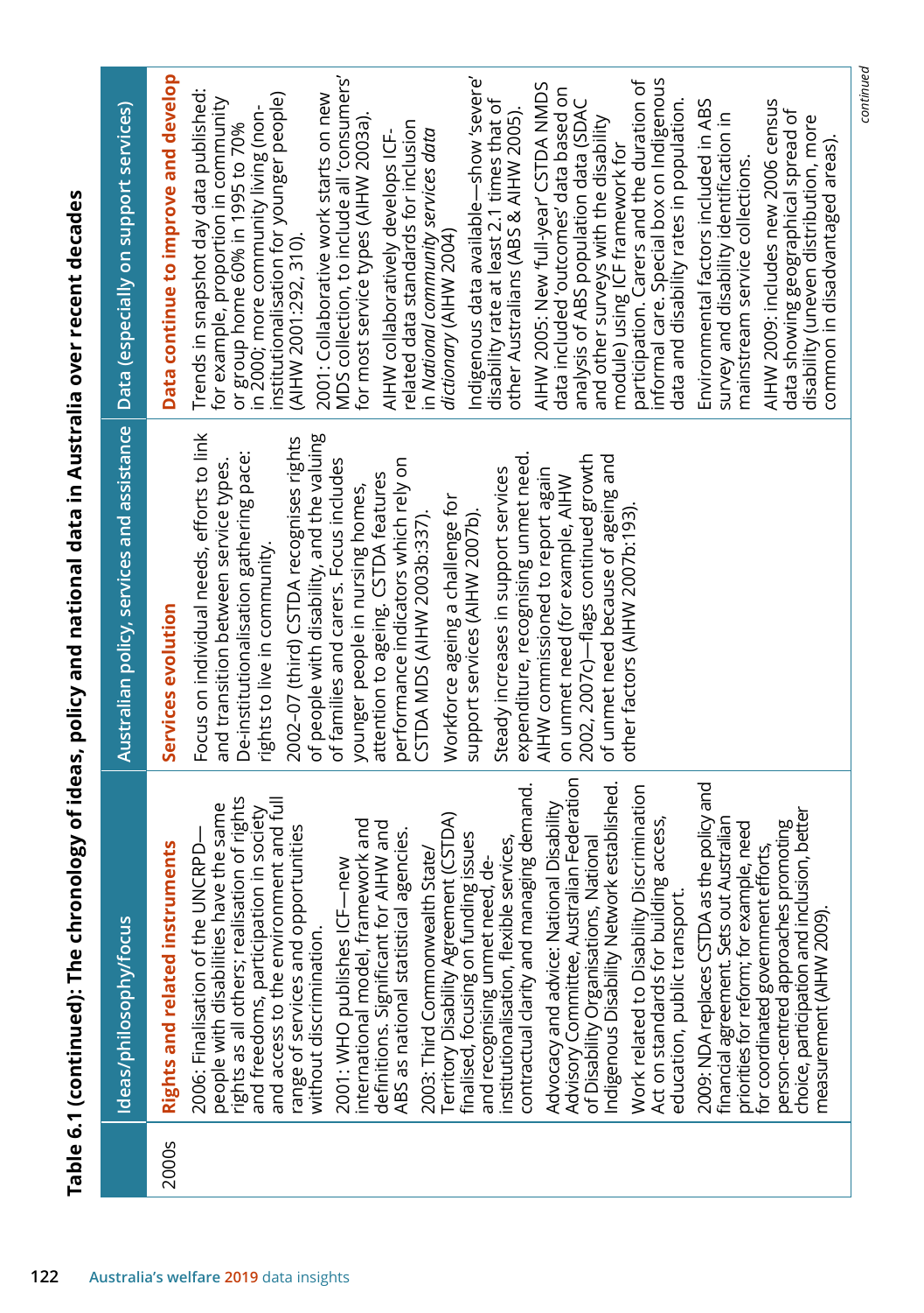**Table 6.1 (continued): The chronology of ideas, policy and national data in Australia over recent decades**

| | Ideas/philosophy/focus | Australian policy, services and assistance | Data (especially on support services) |
|---|---|---|---|
| 2000s | **Rights and related instruments**<br><br>2006: Finalisation of the UNCRPD—people with disabilities have the same rights as all others; realisation of rights and freedoms, participation in society and access to the environment and full range of services and opportunities without discrimination.<br><br>2001: WHO publishes ICF—new international model, framework and definitions. Significant for AIHW and ABS as national statistical agencies.<br><br>2003: Third Commonwealth State/Territory Disability Agreement (CSTDA) finalised, focusing on funding issues and recognising unmet need, de-institutionalisation, flexible services, contractual clarity and managing demand.<br><br>Advocacy and advice: National Disability Advisory Committee, Australian Federation of Disability Organisations, National Indigenous Disability Network established.<br><br>Work related to Disability Discrimination Act on standards for building access, education, public transport.<br><br>2009: NDA replaces CSTDA as the policy and financial agreement. Sets out Australian priorities for reform; for example, need for coordinated government efforts, person-centred approaches promoting choice, participation and inclusion, better measurement (AIHW 2009). | **Services evolution**<br><br>Focus on individual needs, efforts to link and transition between service types.<br><br>De-institutionalisation gathering pace: rights to live in community.<br><br>2002–07 (third) CSTDA recognises rights of people with disability, and the valuing of families and carers. Focus includes younger people in nursing homes, attention to ageing. CSTDA features performance indicators which rely on CSTDA MDS (AIHW 2003b:337).<br><br>Workforce ageing a challenge for support services (AIHW 2007b).<br><br>Steady increases in support services expenditure, recognising unmet need. AIHW commissioned to report again on unmet need (for example, AIHW 2002, 2007c)—flags continued growth of unmet need because of ageing and other factors (AIHW 2007b:193). | **Data continue to improve and develop**<br><br>Trends in snapshot day data published: for example, proportion in community or group home 60% in 1995 to 70% in 2000; more community living (non-institutionalisation for younger people) (AIHW 2001:292, 310).<br><br>2001: Collaborative work starts on new MDS collection, to include all 'consumers' for most service types (AIHW 2003a).<br><br>AIHW collaboratively develops ICF-related data standards for inclusion in *National community services data dictionary* (AIHW 2004)<br><br>Indigenous data available—show 'severe' disability rate at least 2.1 times that of other Australians (ABS & AIHW 2005).<br><br>AIHW 2005: New 'full-year' CSTDA NMDS data included 'outcomes' data based on analysis of ABS population data (SDAC and other surveys with the disability module) using ICF framework for participation. Carers and the duration of informal care. Special box on Indigenous data and disability rates in population.<br><br>Environmental factors included in ABS survey and disability identification in mainstream service collections.<br><br>AIHW 2009: includes new 2006 census data showing geographical spread of disability (uneven distribution, more common in disadvantaged areas). |

*continued*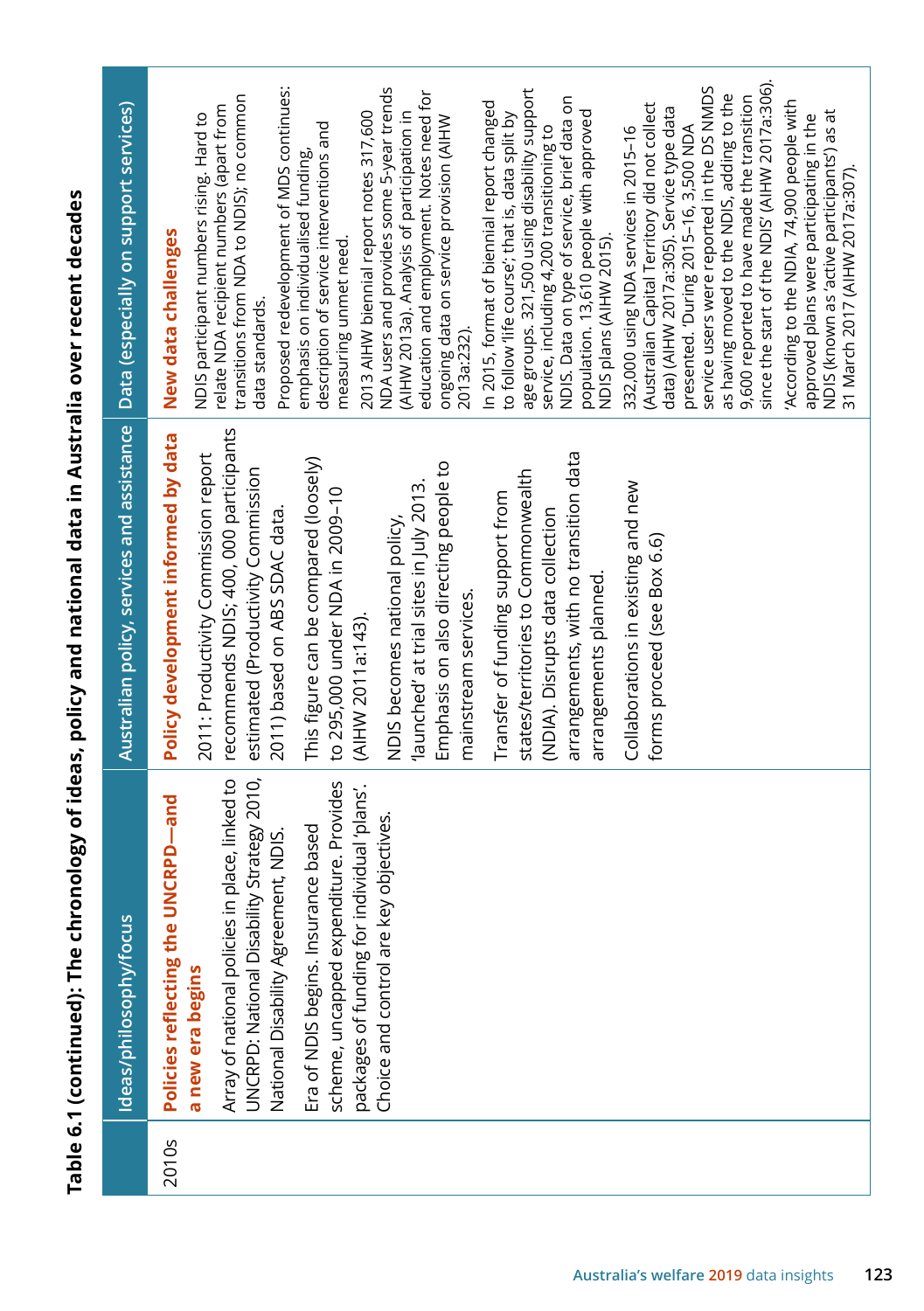**Table 6.1 (continued): The chronology of ideas, policy and national data in Australia over recent decades**

| | Ideas/philosophy/focus | Australian policy, services and assistance | Data (especially on support services) |
|---|---|---|---|
| 2010s | **Policies reflecting the UNCRPD—and a new era begins**<br><br>Array of national policies in place, linked to UNCRPD: National Disability Strategy 2010, National Disability Agreement, NDIS.<br><br>Era of NDIS begins. Insurance based scheme, uncapped expenditure. Provides packages of funding for individual 'plans'. Choice and control are key objectives. | **Policy development informed by data**<br><br>2011: Productivity Commission report recommends NDIS; 400, 000 participants estimated (Productivity Commission 2011) based on ABS SDAC data.<br><br>This figure can be compared (loosely) to 295,000 under NDA in 2009–10 (AIHW 2011a:143).<br><br>NDIS becomes national policy, 'launched' at trial sites in July 2013. Emphasis on also directing people to mainstream services.<br><br>Transfer of funding support from states/territories to Commonwealth (NDIA). Disrupts data collection arrangements, with no transition data arrangements planned.<br><br>Collaborations in existing and new forms proceed (see Box 6.6) | **New data challenges**<br><br>NDIS participant numbers rising. Hard to relate NDA recipient numbers (apart from transitions from NDA to NDIS); no common data standards.<br><br>Proposed redevelopment of MDS continues: emphasis on individualised funding, description of service interventions and measuring unmet need.<br><br>2013 AIHW biennial report notes 317,600 NDA users and provides some 5-year trends (AIHW 2013a). Analysis of participation in education and employment. Notes need for ongoing data on service provision (AIHW 2013a:232).<br><br>In 2015, format of biennial report changed to follow 'life course'; that is, data split by age groups. 321,500 using disability support service, including 4,200 transitioning to NDIS. Data on type of service, brief data on population. 13,610 people with approved NDIS plans (AIHW 2015).<br><br>332,000 using NDA services in 2015–16 (Australian Capital Territory did not collect data) (AIHW 2017a:305). Service type data presented. 'During 2015–16, 3,500 NDA service users were reported in the DS NMDS as having moved to the NDIS, adding to the 9,600 reported to have made the transition since the start of the NDIS' (AIHW 2017a:306).<br><br>'According to the NDIA, 74,900 people with approved plans were participating in the NDIS (known as 'active participants') as at 31 March 2017 (AIHW 2017a:307). |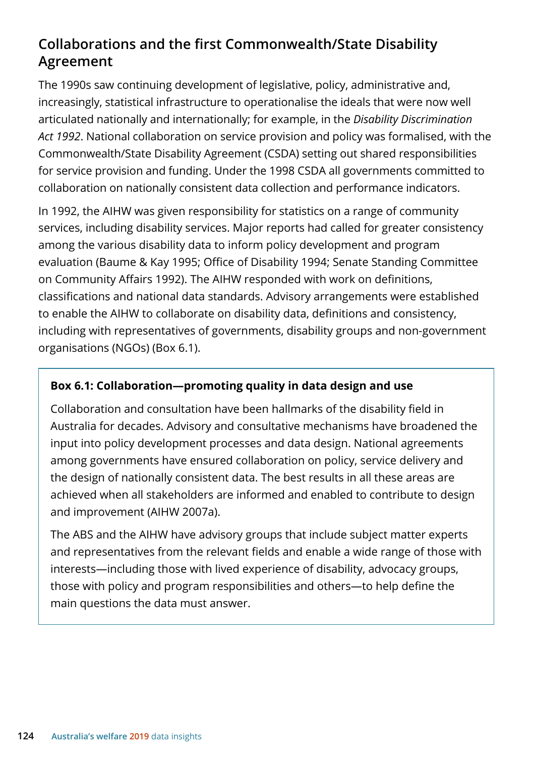## Collaborations and the first Commonwealth/State Disability Agreement

The 1990s saw continuing development of legislative, policy, administrative and, increasingly, statistical infrastructure to operationalise the ideals that were now well articulated nationally and internationally; for example, in the *Disability Discrimination Act 1992*. National collaboration on service provision and policy was formalised, with the Commonwealth/State Disability Agreement (CSDA) setting out shared responsibilities for service provision and funding. Under the 1998 CSDA all governments committed to collaboration on nationally consistent data collection and performance indicators.

In 1992, the AIHW was given responsibility for statistics on a range of community services, including disability services. Major reports had called for greater consistency among the various disability data to inform policy development and program evaluation (Baume & Kay 1995; Office of Disability 1994; Senate Standing Committee on Community Affairs 1992). The AIHW responded with work on definitions, classifications and national data standards. Advisory arrangements were established to enable the AIHW to collaborate on disability data, definitions and consistency, including with representatives of governments, disability groups and non-government organisations (NGOs) (Box 6.1).

**Box 6.1: Collaboration—promoting quality in data design and use**

Collaboration and consultation have been hallmarks of the disability field in Australia for decades. Advisory and consultative mechanisms have broadened the input into policy development processes and data design. National agreements among governments have ensured collaboration on policy, service delivery and the design of nationally consistent data. The best results in all these areas are achieved when all stakeholders are informed and enabled to contribute to design and improvement (AIHW 2007a).

The ABS and the AIHW have advisory groups that include subject matter experts and representatives from the relevant fields and enable a wide range of those with interests—including those with lived experience of disability, advocacy groups, those with policy and program responsibilities and others—to help define the main questions the data must answer.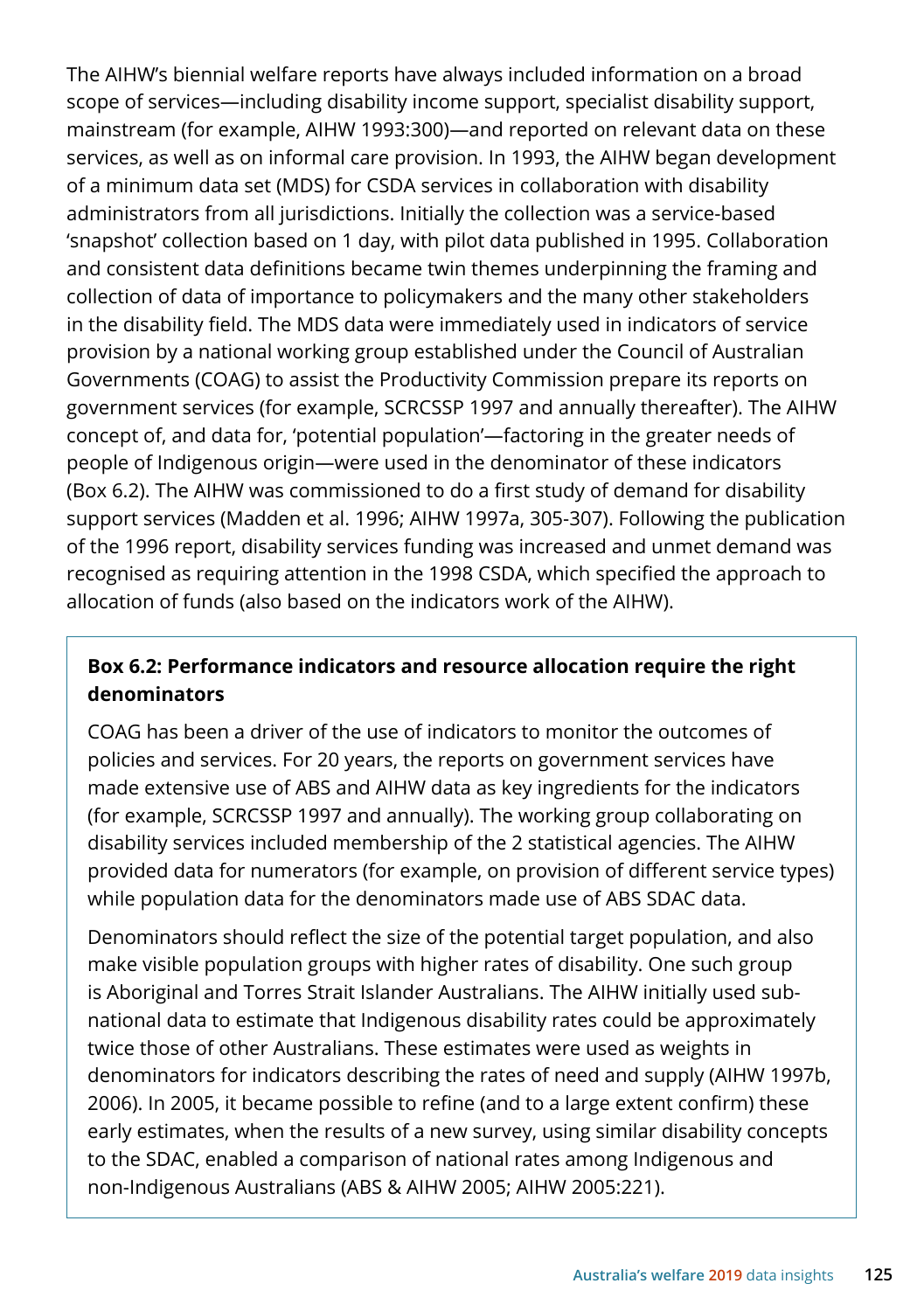The AIHW's biennial welfare reports have always included information on a broad scope of services—including disability income support, specialist disability support, mainstream (for example, AIHW 1993:300)—and reported on relevant data on these services, as well as on informal care provision. In 1993, the AIHW began development of a minimum data set (MDS) for CSDA services in collaboration with disability administrators from all jurisdictions. Initially the collection was a service-based 'snapshot' collection based on 1 day, with pilot data published in 1995. Collaboration and consistent data definitions became twin themes underpinning the framing and collection of data of importance to policymakers and the many other stakeholders in the disability field. The MDS data were immediately used in indicators of service provision by a national working group established under the Council of Australian Governments (COAG) to assist the Productivity Commission prepare its reports on government services (for example, SCRCSSP 1997 and annually thereafter). The AIHW concept of, and data for, 'potential population'—factoring in the greater needs of people of Indigenous origin—were used in the denominator of these indicators (Box 6.2). The AIHW was commissioned to do a first study of demand for disability support services (Madden et al. 1996; AIHW 1997a, 305-307). Following the publication of the 1996 report, disability services funding was increased and unmet demand was recognised as requiring attention in the 1998 CSDA, which specified the approach to allocation of funds (also based on the indicators work of the AIHW).

**Box 6.2: Performance indicators and resource allocation require the right denominators**

COAG has been a driver of the use of indicators to monitor the outcomes of policies and services. For 20 years, the reports on government services have made extensive use of ABS and AIHW data as key ingredients for the indicators (for example, SCRCSSP 1997 and annually). The working group collaborating on disability services included membership of the 2 statistical agencies. The AIHW provided data for numerators (for example, on provision of different service types) while population data for the denominators made use of ABS SDAC data.

Denominators should reflect the size of the potential target population, and also make visible population groups with higher rates of disability. One such group is Aboriginal and Torres Strait Islander Australians. The AIHW initially used sub-national data to estimate that Indigenous disability rates could be approximately twice those of other Australians. These estimates were used as weights in denominators for indicators describing the rates of need and supply (AIHW 1997b, 2006). In 2005, it became possible to refine (and to a large extent confirm) these early estimates, when the results of a new survey, using similar disability concepts to the SDAC, enabled a comparison of national rates among Indigenous and non-Indigenous Australians (ABS & AIHW 2005; AIHW 2005:221).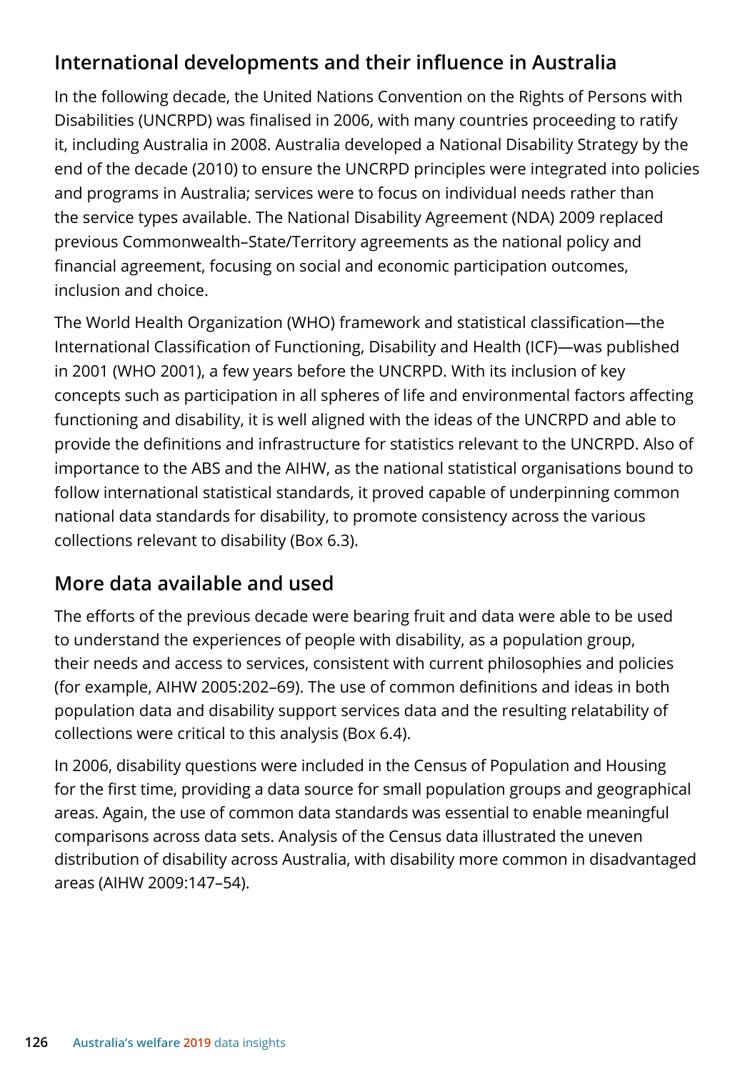## International developments and their influence in Australia

In the following decade, the United Nations Convention on the Rights of Persons with Disabilities (UNCRPD) was finalised in 2006, with many countries proceeding to ratify it, including Australia in 2008. Australia developed a National Disability Strategy by the end of the decade (2010) to ensure the UNCRPD principles were integrated into policies and programs in Australia; services were to focus on individual needs rather than the service types available. The National Disability Agreement (NDA) 2009 replaced previous Commonwealth–State/Territory agreements as the national policy and financial agreement, focusing on social and economic participation outcomes, inclusion and choice.

The World Health Organization (WHO) framework and statistical classification—the International Classification of Functioning, Disability and Health (ICF)—was published in 2001 (WHO 2001), a few years before the UNCRPD. With its inclusion of key concepts such as participation in all spheres of life and environmental factors affecting functioning and disability, it is well aligned with the ideas of the UNCRPD and able to provide the definitions and infrastructure for statistics relevant to the UNCRPD. Also of importance to the ABS and the AIHW, as the national statistical organisations bound to follow international statistical standards, it proved capable of underpinning common national data standards for disability, to promote consistency across the various collections relevant to disability (Box 6.3).

## More data available and used

The efforts of the previous decade were bearing fruit and data were able to be used to understand the experiences of people with disability, as a population group, their needs and access to services, consistent with current philosophies and policies (for example, AIHW 2005:202–69). The use of common definitions and ideas in both population data and disability support services data and the resulting relatability of collections were critical to this analysis (Box 6.4).

In 2006, disability questions were included in the Census of Population and Housing for the first time, providing a data source for small population groups and geographical areas. Again, the use of common data standards was essential to enable meaningful comparisons across data sets. Analysis of the Census data illustrated the uneven distribution of disability across Australia, with disability more common in disadvantaged areas (AIHW 2009:147–54).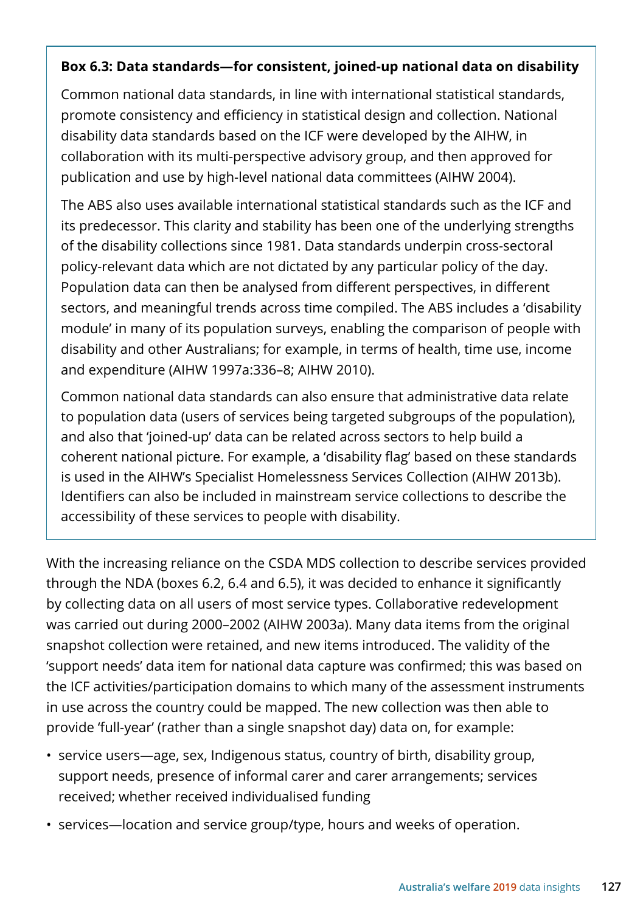**Box 6.3: Data standards—for consistent, joined-up national data on disability**

Common national data standards, in line with international statistical standards, promote consistency and efficiency in statistical design and collection. National disability data standards based on the ICF were developed by the AIHW, in collaboration with its multi-perspective advisory group, and then approved for publication and use by high-level national data committees (AIHW 2004).

The ABS also uses available international statistical standards such as the ICF and its predecessor. This clarity and stability has been one of the underlying strengths of the disability collections since 1981. Data standards underpin cross-sectoral policy-relevant data which are not dictated by any particular policy of the day. Population data can then be analysed from different perspectives, in different sectors, and meaningful trends across time compiled. The ABS includes a 'disability module' in many of its population surveys, enabling the comparison of people with disability and other Australians; for example, in terms of health, time use, income and expenditure (AIHW 1997a:336–8; AIHW 2010).

Common national data standards can also ensure that administrative data relate to population data (users of services being targeted subgroups of the population), and also that 'joined-up' data can be related across sectors to help build a coherent national picture. For example, a 'disability flag' based on these standards is used in the AIHW's Specialist Homelessness Services Collection (AIHW 2013b). Identifiers can also be included in mainstream service collections to describe the accessibility of these services to people with disability.

With the increasing reliance on the CSDA MDS collection to describe services provided through the NDA (boxes 6.2, 6.4 and 6.5), it was decided to enhance it significantly by collecting data on all users of most service types. Collaborative redevelopment was carried out during 2000–2002 (AIHW 2003a). Many data items from the original snapshot collection were retained, and new items introduced. The validity of the 'support needs' data item for national data capture was confirmed; this was based on the ICF activities/participation domains to which many of the assessment instruments in use across the country could be mapped. The new collection was then able to provide 'full-year' (rather than a single snapshot day) data on, for example:

- service users—age, sex, Indigenous status, country of birth, disability group, support needs, presence of informal carer and carer arrangements; services received; whether received individualised funding
- services—location and service group/type, hours and weeks of operation.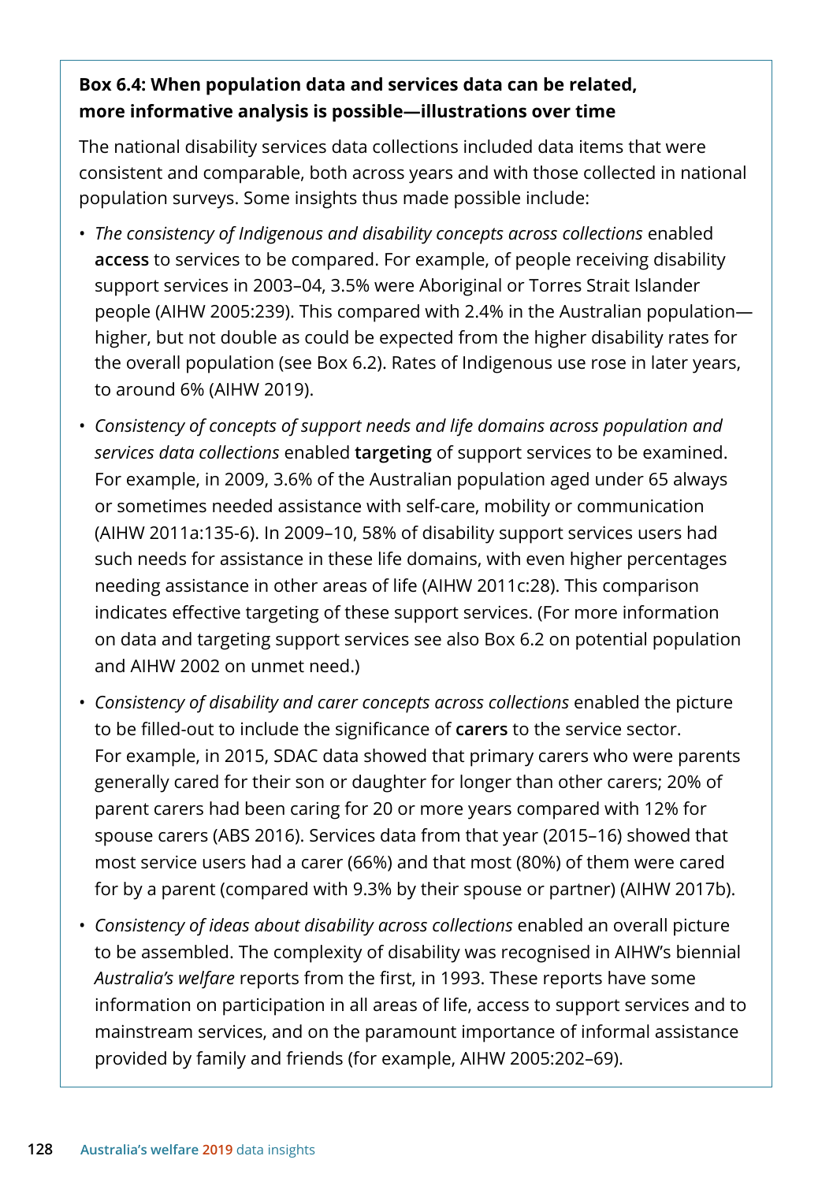**Box 6.4: When population data and services data can be related, more informative analysis is possible—illustrations over time**

The national disability services data collections included data items that were consistent and comparable, both across years and with those collected in national population surveys. Some insights thus made possible include:

- *The consistency of Indigenous and disability concepts across collections* enabled **access** to services to be compared. For example, of people receiving disability support services in 2003–04, 3.5% were Aboriginal or Torres Strait Islander people (AIHW 2005:239). This compared with 2.4% in the Australian population—higher, but not double as could be expected from the higher disability rates for the overall population (see Box 6.2). Rates of Indigenous use rose in later years, to around 6% (AIHW 2019).
- *Consistency of concepts of support needs and life domains across population and services data collections* enabled **targeting** of support services to be examined. For example, in 2009, 3.6% of the Australian population aged under 65 always or sometimes needed assistance with self-care, mobility or communication (AIHW 2011a:135-6). In 2009–10, 58% of disability support services users had such needs for assistance in these life domains, with even higher percentages needing assistance in other areas of life (AIHW 2011c:28). This comparison indicates effective targeting of these support services. (For more information on data and targeting support services see also Box 6.2 on potential population and AIHW 2002 on unmet need.)
- *Consistency of disability and carer concepts across collections* enabled the picture to be filled-out to include the significance of **carers** to the service sector. For example, in 2015, SDAC data showed that primary carers who were parents generally cared for their son or daughter for longer than other carers; 20% of parent carers had been caring for 20 or more years compared with 12% for spouse carers (ABS 2016). Services data from that year (2015–16) showed that most service users had a carer (66%) and that most (80%) of them were cared for by a parent (compared with 9.3% by their spouse or partner) (AIHW 2017b).
- *Consistency of ideas about disability across collections* enabled an overall picture to be assembled. The complexity of disability was recognised in AIHW's biennial *Australia's welfare* reports from the first, in 1993. These reports have some information on participation in all areas of life, access to support services and to mainstream services, and on the paramount importance of informal assistance provided by family and friends (for example, AIHW 2005:202–69).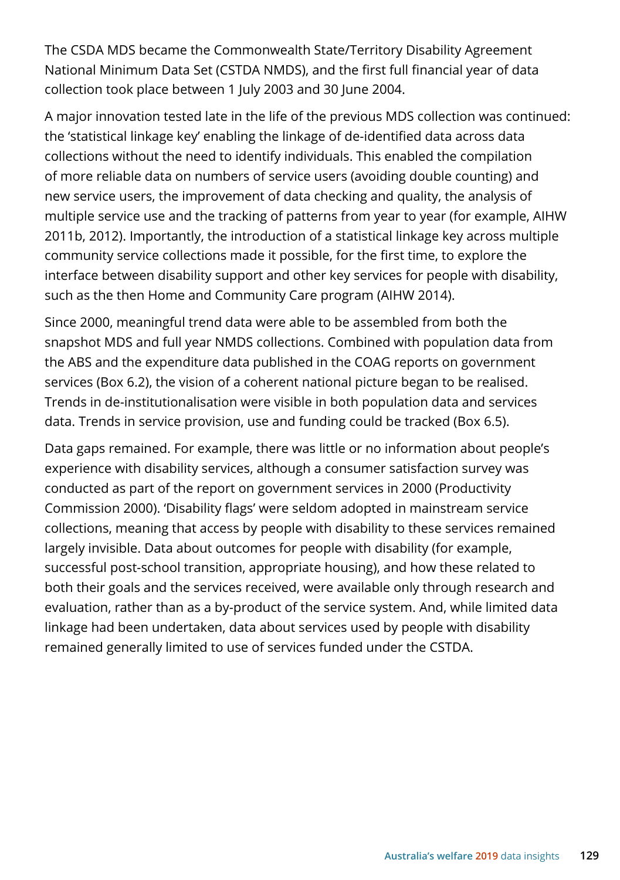The CSDA MDS became the Commonwealth State/Territory Disability Agreement National Minimum Data Set (CSTDA NMDS), and the first full financial year of data collection took place between 1 July 2003 and 30 June 2004.

A major innovation tested late in the life of the previous MDS collection was continued: the 'statistical linkage key' enabling the linkage of de-identified data across data collections without the need to identify individuals. This enabled the compilation of more reliable data on numbers of service users (avoiding double counting) and new service users, the improvement of data checking and quality, the analysis of multiple service use and the tracking of patterns from year to year (for example, AIHW 2011b, 2012). Importantly, the introduction of a statistical linkage key across multiple community service collections made it possible, for the first time, to explore the interface between disability support and other key services for people with disability, such as the then Home and Community Care program (AIHW 2014).

Since 2000, meaningful trend data were able to be assembled from both the snapshot MDS and full year NMDS collections. Combined with population data from the ABS and the expenditure data published in the COAG reports on government services (Box 6.2), the vision of a coherent national picture began to be realised. Trends in de-institutionalisation were visible in both population data and services data. Trends in service provision, use and funding could be tracked (Box 6.5).

Data gaps remained. For example, there was little or no information about people's experience with disability services, although a consumer satisfaction survey was conducted as part of the report on government services in 2000 (Productivity Commission 2000). 'Disability flags' were seldom adopted in mainstream service collections, meaning that access by people with disability to these services remained largely invisible. Data about outcomes for people with disability (for example, successful post-school transition, appropriate housing), and how these related to both their goals and the services received, were available only through research and evaluation, rather than as a by-product of the service system. And, while limited data linkage had been undertaken, data about services used by people with disability remained generally limited to use of services funded under the CSTDA.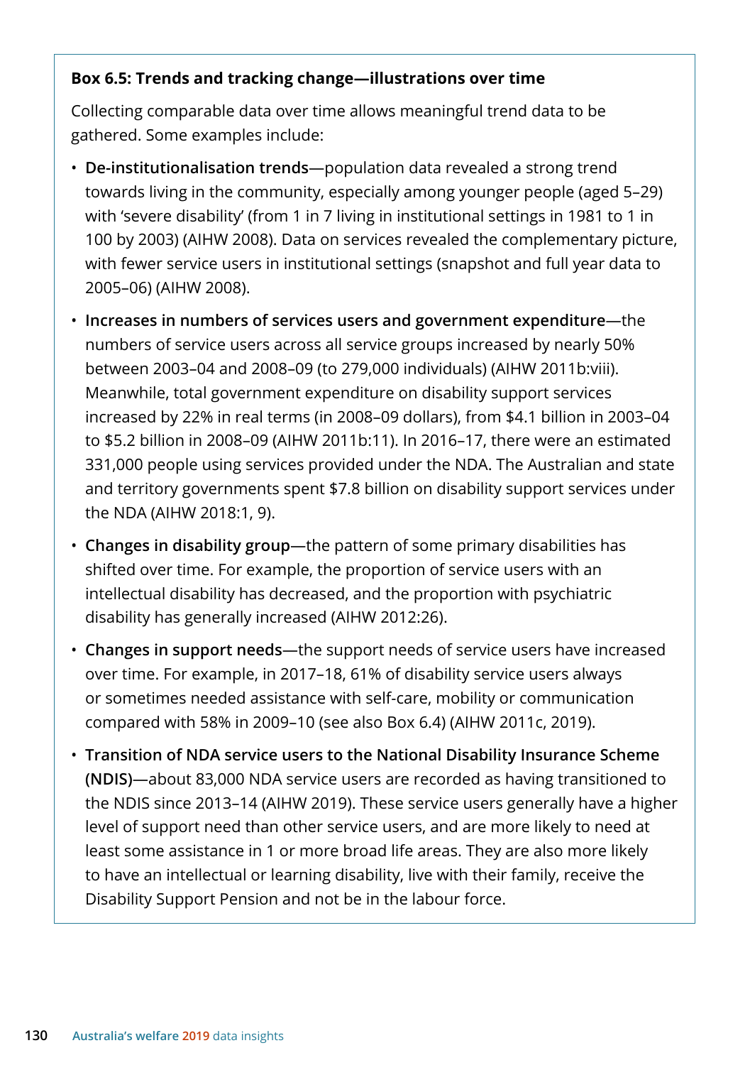### Box 6.5: Trends and tracking change—illustrations over time

Collecting comparable data over time allows meaningful trend data to be gathered. Some examples include:

- **De-institutionalisation trends**—population data revealed a strong trend towards living in the community, especially among younger people (aged 5–29) with 'severe disability' (from 1 in 7 living in institutional settings in 1981 to 1 in 100 by 2003) (AIHW 2008). Data on services revealed the complementary picture, with fewer service users in institutional settings (snapshot and full year data to 2005–06) (AIHW 2008).
- **Increases in numbers of services users and government expenditure**—the numbers of service users across all service groups increased by nearly 50% between 2003–04 and 2008–09 (to 279,000 individuals) (AIHW 2011b:viii). Meanwhile, total government expenditure on disability support services increased by 22% in real terms (in 2008–09 dollars), from $4.1 billion in 2003–04 to $5.2 billion in 2008–09 (AIHW 2011b:11). In 2016–17, there were an estimated 331,000 people using services provided under the NDA. The Australian and state and territory governments spent $7.8 billion on disability support services under the NDA (AIHW 2018:1, 9).
- **Changes in disability group**—the pattern of some primary disabilities has shifted over time. For example, the proportion of service users with an intellectual disability has decreased, and the proportion with psychiatric disability has generally increased (AIHW 2012:26).
- **Changes in support needs**—the support needs of service users have increased over time. For example, in 2017–18, 61% of disability service users always or sometimes needed assistance with self-care, mobility or communication compared with 58% in 2009–10 (see also Box 6.4) (AIHW 2011c, 2019).
- **Transition of NDA service users to the National Disability Insurance Scheme (NDIS)**—about 83,000 NDA service users are recorded as having transitioned to the NDIS since 2013–14 (AIHW 2019). These service users generally have a higher level of support need than other service users, and are more likely to need at least some assistance in 1 or more broad life areas. They are also more likely to have an intellectual or learning disability, live with their family, receive the Disability Support Pension and not be in the labour force.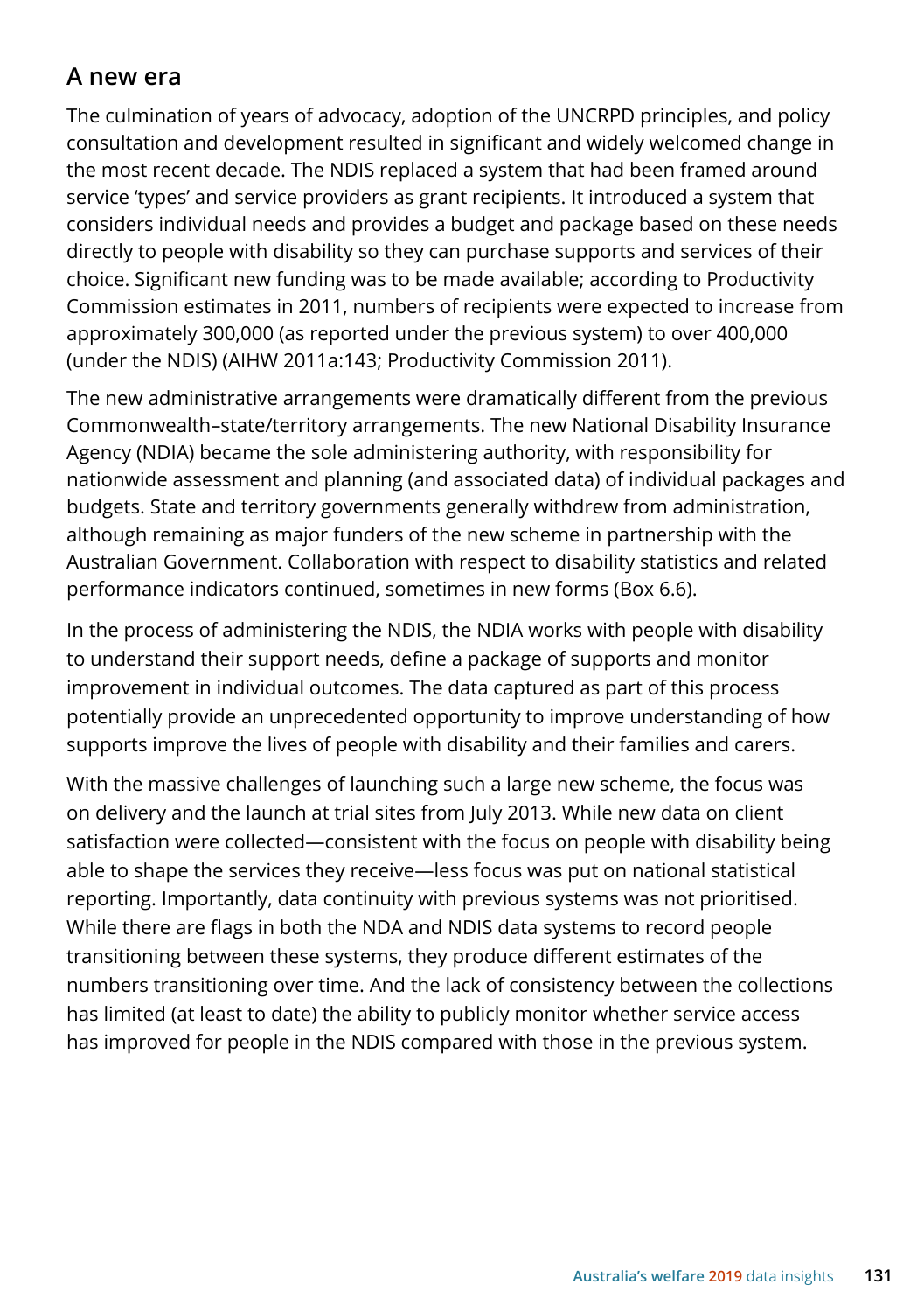## A new era

The culmination of years of advocacy, adoption of the UNCRPD principles, and policy consultation and development resulted in significant and widely welcomed change in the most recent decade. The NDIS replaced a system that had been framed around service 'types' and service providers as grant recipients. It introduced a system that considers individual needs and provides a budget and package based on these needs directly to people with disability so they can purchase supports and services of their choice. Significant new funding was to be made available; according to Productivity Commission estimates in 2011, numbers of recipients were expected to increase from approximately 300,000 (as reported under the previous system) to over 400,000 (under the NDIS) (AIHW 2011a:143; Productivity Commission 2011).

The new administrative arrangements were dramatically different from the previous Commonwealth–state/territory arrangements. The new National Disability Insurance Agency (NDIA) became the sole administering authority, with responsibility for nationwide assessment and planning (and associated data) of individual packages and budgets. State and territory governments generally withdrew from administration, although remaining as major funders of the new scheme in partnership with the Australian Government. Collaboration with respect to disability statistics and related performance indicators continued, sometimes in new forms (Box 6.6).

In the process of administering the NDIS, the NDIA works with people with disability to understand their support needs, define a package of supports and monitor improvement in individual outcomes. The data captured as part of this process potentially provide an unprecedented opportunity to improve understanding of how supports improve the lives of people with disability and their families and carers.

With the massive challenges of launching such a large new scheme, the focus was on delivery and the launch at trial sites from July 2013. While new data on client satisfaction were collected—consistent with the focus on people with disability being able to shape the services they receive—less focus was put on national statistical reporting. Importantly, data continuity with previous systems was not prioritised. While there are flags in both the NDA and NDIS data systems to record people transitioning between these systems, they produce different estimates of the numbers transitioning over time. And the lack of consistency between the collections has limited (at least to date) the ability to publicly monitor whether service access has improved for people in the NDIS compared with those in the previous system.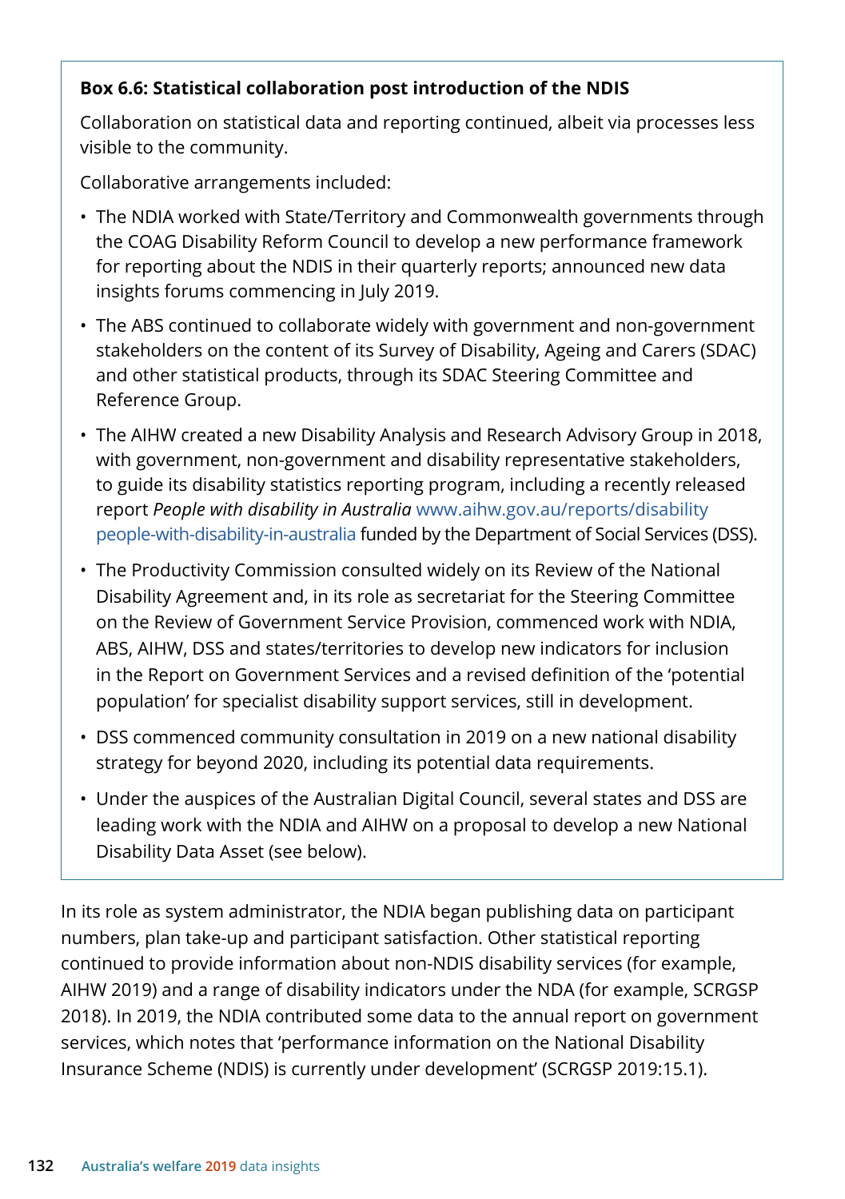**Box 6.6: Statistical collaboration post introduction of the NDIS**

Collaboration on statistical data and reporting continued, albeit via processes less visible to the community.

Collaborative arrangements included:

- The NDIA worked with State/Territory and Commonwealth governments through the COAG Disability Reform Council to develop a new performance framework for reporting about the NDIS in their quarterly reports; announced new data insights forums commencing in July 2019.
- The ABS continued to collaborate widely with government and non-government stakeholders on the content of its Survey of Disability, Ageing and Carers (SDAC) and other statistical products, through its SDAC Steering Committee and Reference Group.
- The AIHW created a new Disability Analysis and Research Advisory Group in 2018, with government, non-government and disability representative stakeholders, to guide its disability statistics reporting program, including a recently released report *People with disability in Australia* www.aihw.gov.au/reports/disability people-with-disability-in-australia funded by the Department of Social Services (DSS).
- The Productivity Commission consulted widely on its Review of the National Disability Agreement and, in its role as secretariat for the Steering Committee on the Review of Government Service Provision, commenced work with NDIA, ABS, AIHW, DSS and states/territories to develop new indicators for inclusion in the Report on Government Services and a revised definition of the 'potential population' for specialist disability support services, still in development.
- DSS commenced community consultation in 2019 on a new national disability strategy for beyond 2020, including its potential data requirements.
- Under the auspices of the Australian Digital Council, several states and DSS are leading work with the NDIA and AIHW on a proposal to develop a new National Disability Data Asset (see below).

In its role as system administrator, the NDIA began publishing data on participant numbers, plan take-up and participant satisfaction. Other statistical reporting continued to provide information about non-NDIS disability services (for example, AIHW 2019) and a range of disability indicators under the NDA (for example, SCRGSP 2018). In 2019, the NDIA contributed some data to the annual report on government services, which notes that 'performance information on the National Disability Insurance Scheme (NDIS) is currently under development' (SCRGSP 2019:15.1).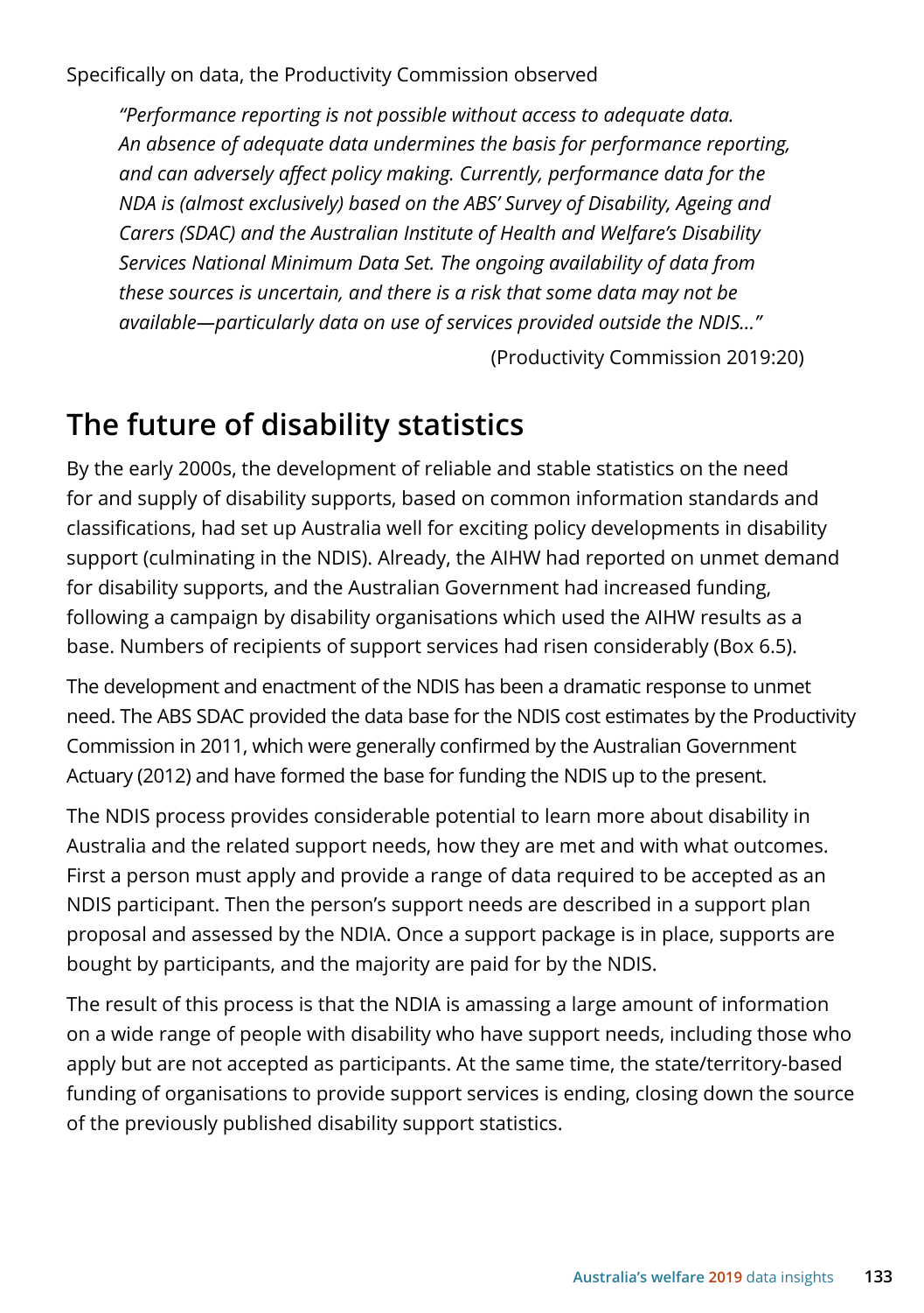Specifically on data, the Productivity Commission observed

> *"Performance reporting is not possible without access to adequate data. An absence of adequate data undermines the basis for performance reporting, and can adversely affect policy making. Currently, performance data for the NDA is (almost exclusively) based on the ABS' Survey of Disability, Ageing and Carers (SDAC) and the Australian Institute of Health and Welfare's Disability Services National Minimum Data Set. The ongoing availability of data from these sources is uncertain, and there is a risk that some data may not be available—particularly data on use of services provided outside the NDIS..."*
>
> (Productivity Commission 2019:20)

## The future of disability statistics

By the early 2000s, the development of reliable and stable statistics on the need for and supply of disability supports, based on common information standards and classifications, had set up Australia well for exciting policy developments in disability support (culminating in the NDIS). Already, the AIHW had reported on unmet demand for disability supports, and the Australian Government had increased funding, following a campaign by disability organisations which used the AIHW results as a base. Numbers of recipients of support services had risen considerably (Box 6.5).

The development and enactment of the NDIS has been a dramatic response to unmet need. The ABS SDAC provided the data base for the NDIS cost estimates by the Productivity Commission in 2011, which were generally confirmed by the Australian Government Actuary (2012) and have formed the base for funding the NDIS up to the present.

The NDIS process provides considerable potential to learn more about disability in Australia and the related support needs, how they are met and with what outcomes. First a person must apply and provide a range of data required to be accepted as an NDIS participant. Then the person's support needs are described in a support plan proposal and assessed by the NDIA. Once a support package is in place, supports are bought by participants, and the majority are paid for by the NDIS.

The result of this process is that the NDIA is amassing a large amount of information on a wide range of people with disability who have support needs, including those who apply but are not accepted as participants. At the same time, the state/territory-based funding of organisations to provide support services is ending, closing down the source of the previously published disability support statistics.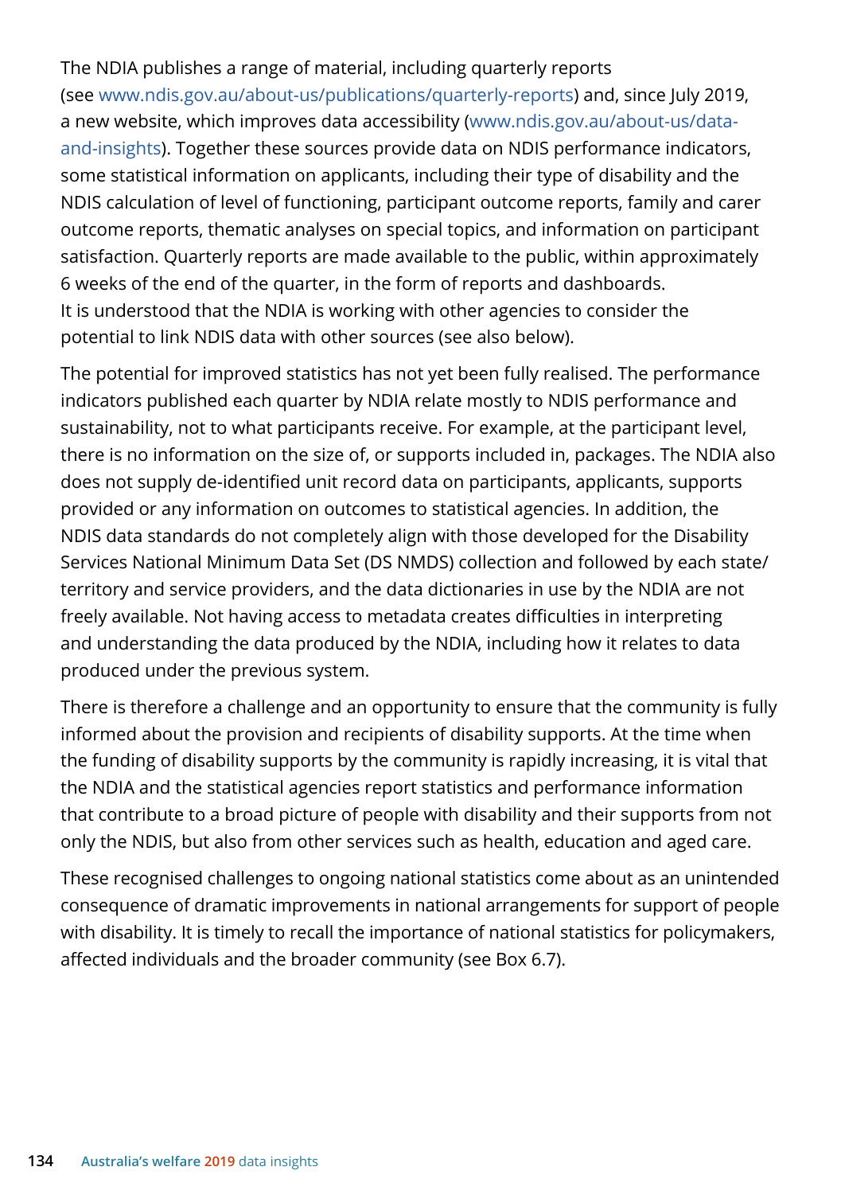The NDIA publishes a range of material, including quarterly reports (see www.ndis.gov.au/about-us/publications/quarterly-reports) and, since July 2019, a new website, which improves data accessibility (www.ndis.gov.au/about-us/data-and-insights). Together these sources provide data on NDIS performance indicators, some statistical information on applicants, including their type of disability and the NDIS calculation of level of functioning, participant outcome reports, family and carer outcome reports, thematic analyses on special topics, and information on participant satisfaction. Quarterly reports are made available to the public, within approximately 6 weeks of the end of the quarter, in the form of reports and dashboards. It is understood that the NDIA is working with other agencies to consider the potential to link NDIS data with other sources (see also below).

The potential for improved statistics has not yet been fully realised. The performance indicators published each quarter by NDIA relate mostly to NDIS performance and sustainability, not to what participants receive. For example, at the participant level, there is no information on the size of, or supports included in, packages. The NDIA also does not supply de-identified unit record data on participants, applicants, supports provided or any information on outcomes to statistical agencies. In addition, the NDIS data standards do not completely align with those developed for the Disability Services National Minimum Data Set (DS NMDS) collection and followed by each state/territory and service providers, and the data dictionaries in use by the NDIA are not freely available. Not having access to metadata creates difficulties in interpreting and understanding the data produced by the NDIA, including how it relates to data produced under the previous system.

There is therefore a challenge and an opportunity to ensure that the community is fully informed about the provision and recipients of disability supports. At the time when the funding of disability supports by the community is rapidly increasing, it is vital that the NDIA and the statistical agencies report statistics and performance information that contribute to a broad picture of people with disability and their supports from not only the NDIS, but also from other services such as health, education and aged care.

These recognised challenges to ongoing national statistics come about as an unintended consequence of dramatic improvements in national arrangements for support of people with disability. It is timely to recall the importance of national statistics for policymakers, affected individuals and the broader community (see Box 6.7).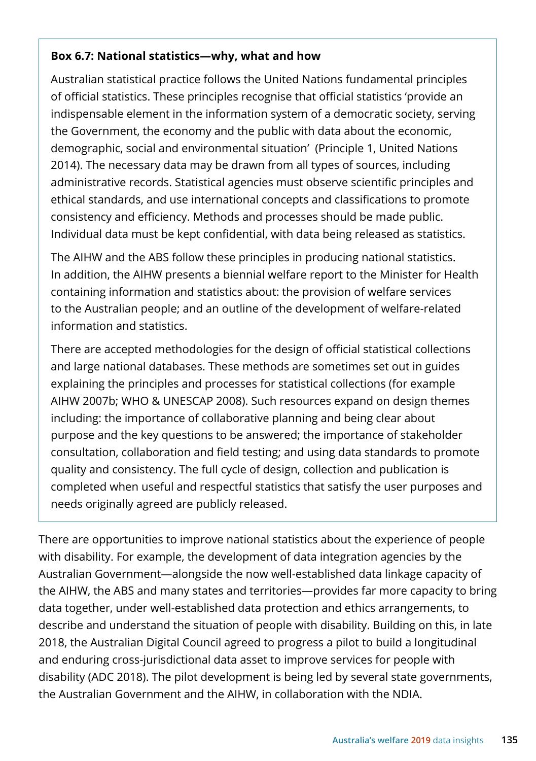**Box 6.7: National statistics—why, what and how**

Australian statistical practice follows the United Nations fundamental principles of official statistics. These principles recognise that official statistics 'provide an indispensable element in the information system of a democratic society, serving the Government, the economy and the public with data about the economic, demographic, social and environmental situation' (Principle 1, United Nations 2014). The necessary data may be drawn from all types of sources, including administrative records. Statistical agencies must observe scientific principles and ethical standards, and use international concepts and classifications to promote consistency and efficiency. Methods and processes should be made public. Individual data must be kept confidential, with data being released as statistics.

The AIHW and the ABS follow these principles in producing national statistics. In addition, the AIHW presents a biennial welfare report to the Minister for Health containing information and statistics about: the provision of welfare services to the Australian people; and an outline of the development of welfare-related information and statistics.

There are accepted methodologies for the design of official statistical collections and large national databases. These methods are sometimes set out in guides explaining the principles and processes for statistical collections (for example AIHW 2007b; WHO & UNESCAP 2008). Such resources expand on design themes including: the importance of collaborative planning and being clear about purpose and the key questions to be answered; the importance of stakeholder consultation, collaboration and field testing; and using data standards to promote quality and consistency. The full cycle of design, collection and publication is completed when useful and respectful statistics that satisfy the user purposes and needs originally agreed are publicly released.

There are opportunities to improve national statistics about the experience of people with disability. For example, the development of data integration agencies by the Australian Government—alongside the now well-established data linkage capacity of the AIHW, the ABS and many states and territories—provides far more capacity to bring data together, under well-established data protection and ethics arrangements, to describe and understand the situation of people with disability. Building on this, in late 2018, the Australian Digital Council agreed to progress a pilot to build a longitudinal and enduring cross-jurisdictional data asset to improve services for people with disability (ADC 2018). The pilot development is being led by several state governments, the Australian Government and the AIHW, in collaboration with the NDIA.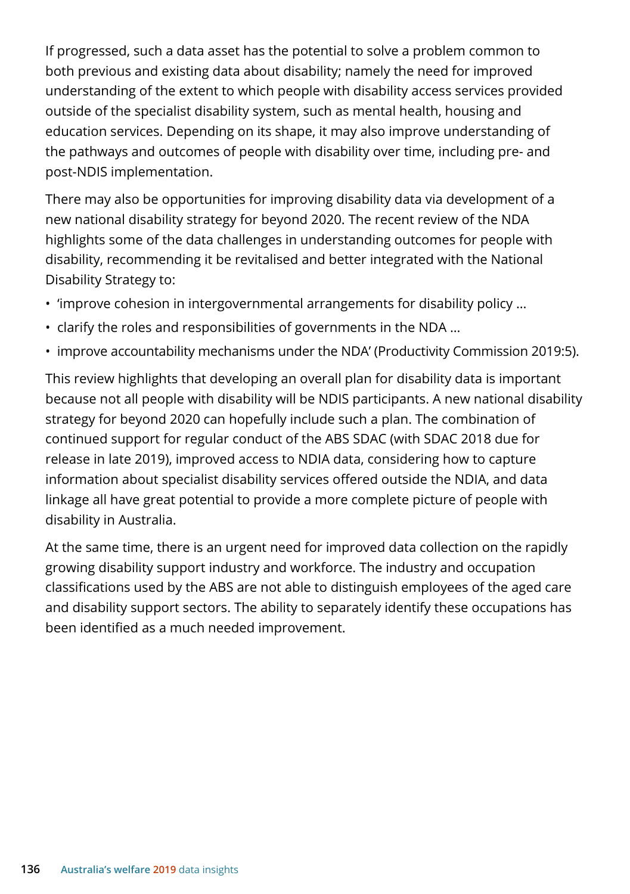If progressed, such a data asset has the potential to solve a problem common to both previous and existing data about disability; namely the need for improved understanding of the extent to which people with disability access services provided outside of the specialist disability system, such as mental health, housing and education services. Depending on its shape, it may also improve understanding of the pathways and outcomes of people with disability over time, including pre- and post-NDIS implementation.

There may also be opportunities for improving disability data via development of a new national disability strategy for beyond 2020. The recent review of the NDA highlights some of the data challenges in understanding outcomes for people with disability, recommending it be revitalised and better integrated with the National Disability Strategy to:

- 'improve cohesion in intergovernmental arrangements for disability policy …
- clarify the roles and responsibilities of governments in the NDA …
- improve accountability mechanisms under the NDA' (Productivity Commission 2019:5).

This review highlights that developing an overall plan for disability data is important because not all people with disability will be NDIS participants. A new national disability strategy for beyond 2020 can hopefully include such a plan. The combination of continued support for regular conduct of the ABS SDAC (with SDAC 2018 due for release in late 2019), improved access to NDIA data, considering how to capture information about specialist disability services offered outside the NDIA, and data linkage all have great potential to provide a more complete picture of people with disability in Australia.

At the same time, there is an urgent need for improved data collection on the rapidly growing disability support industry and workforce. The industry and occupation classifications used by the ABS are not able to distinguish employees of the aged care and disability support sectors. The ability to separately identify these occupations has been identified as a much needed improvement.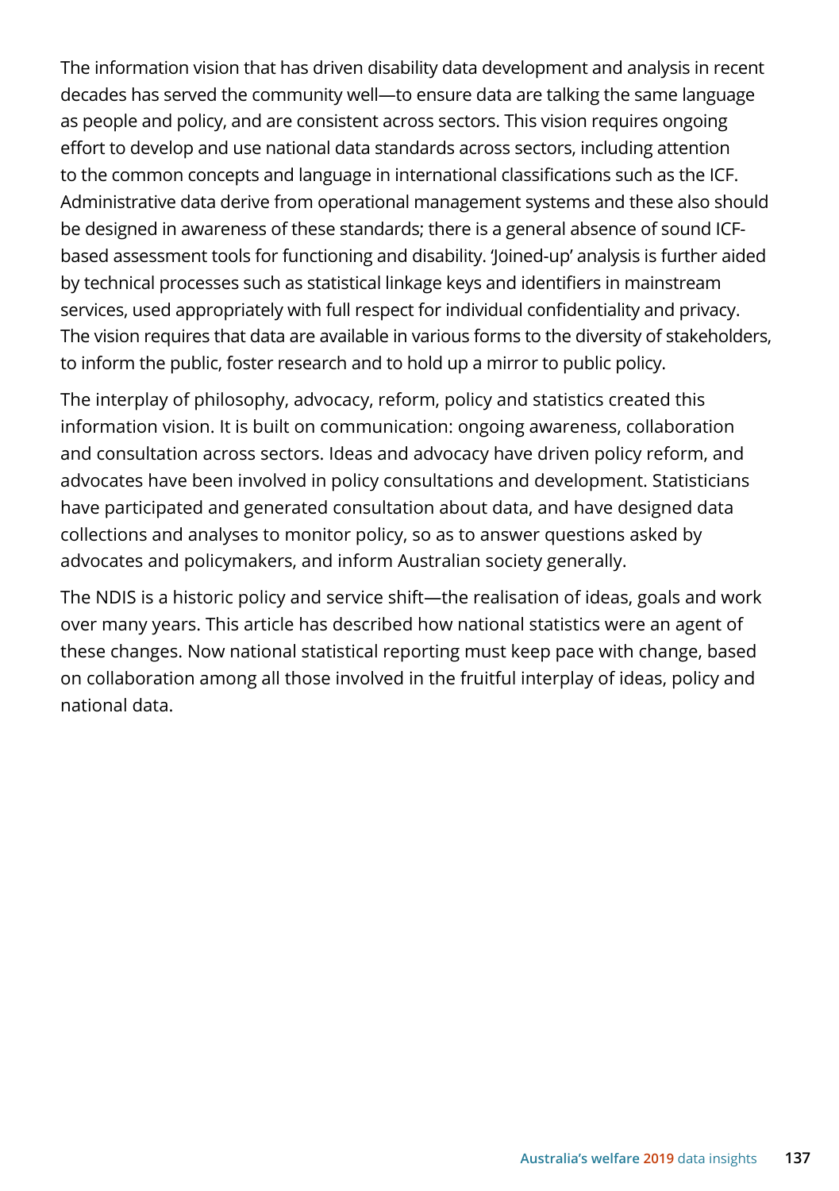The information vision that has driven disability data development and analysis in recent decades has served the community well—to ensure data are talking the same language as people and policy, and are consistent across sectors. This vision requires ongoing effort to develop and use national data standards across sectors, including attention to the common concepts and language in international classifications such as the ICF. Administrative data derive from operational management systems and these also should be designed in awareness of these standards; there is a general absence of sound ICF-based assessment tools for functioning and disability. 'Joined-up' analysis is further aided by technical processes such as statistical linkage keys and identifiers in mainstream services, used appropriately with full respect for individual confidentiality and privacy. The vision requires that data are available in various forms to the diversity of stakeholders, to inform the public, foster research and to hold up a mirror to public policy.

The interplay of philosophy, advocacy, reform, policy and statistics created this information vision. It is built on communication: ongoing awareness, collaboration and consultation across sectors. Ideas and advocacy have driven policy reform, and advocates have been involved in policy consultations and development. Statisticians have participated and generated consultation about data, and have designed data collections and analyses to monitor policy, so as to answer questions asked by advocates and policymakers, and inform Australian society generally.

The NDIS is a historic policy and service shift—the realisation of ideas, goals and work over many years. This article has described how national statistics were an agent of these changes. Now national statistical reporting must keep pace with change, based on collaboration among all those involved in the fruitful interplay of ideas, policy and national data.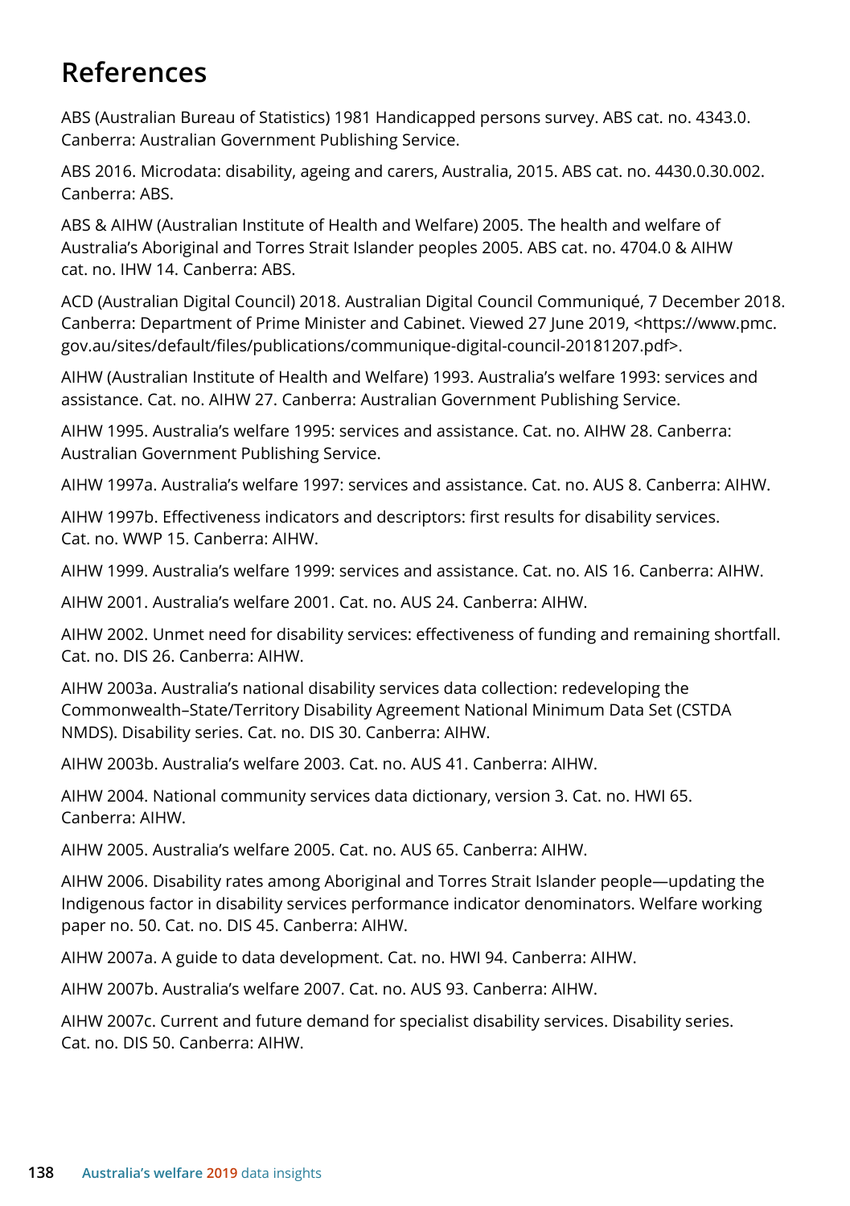# References

ABS (Australian Bureau of Statistics) 1981 Handicapped persons survey. ABS cat. no. 4343.0. Canberra: Australian Government Publishing Service.

ABS 2016. Microdata: disability, ageing and carers, Australia, 2015. ABS cat. no. 4430.0.30.002. Canberra: ABS.

ABS & AIHW (Australian Institute of Health and Welfare) 2005. The health and welfare of Australia's Aboriginal and Torres Strait Islander peoples 2005. ABS cat. no. 4704.0 & AIHW cat. no. IHW 14. Canberra: ABS.

ACD (Australian Digital Council) 2018. Australian Digital Council Communiqué, 7 December 2018. Canberra: Department of Prime Minister and Cabinet. Viewed 27 June 2019, <https://www.pmc.gov.au/sites/default/files/publications/communique-digital-council-20181207.pdf>.

AIHW (Australian Institute of Health and Welfare) 1993. Australia's welfare 1993: services and assistance. Cat. no. AIHW 27. Canberra: Australian Government Publishing Service.

AIHW 1995. Australia's welfare 1995: services and assistance. Cat. no. AIHW 28. Canberra: Australian Government Publishing Service.

AIHW 1997a. Australia's welfare 1997: services and assistance. Cat. no. AUS 8. Canberra: AIHW.

AIHW 1997b. Effectiveness indicators and descriptors: first results for disability services. Cat. no. WWP 15. Canberra: AIHW.

AIHW 1999. Australia's welfare 1999: services and assistance. Cat. no. AIS 16. Canberra: AIHW.

AIHW 2001. Australia's welfare 2001. Cat. no. AUS 24. Canberra: AIHW.

AIHW 2002. Unmet need for disability services: effectiveness of funding and remaining shortfall. Cat. no. DIS 26. Canberra: AIHW.

AIHW 2003a. Australia's national disability services data collection: redeveloping the Commonwealth–State/Territory Disability Agreement National Minimum Data Set (CSTDA NMDS). Disability series. Cat. no. DIS 30. Canberra: AIHW.

AIHW 2003b. Australia's welfare 2003. Cat. no. AUS 41. Canberra: AIHW.

AIHW 2004. National community services data dictionary, version 3. Cat. no. HWI 65. Canberra: AIHW.

AIHW 2005. Australia's welfare 2005. Cat. no. AUS 65. Canberra: AIHW.

AIHW 2006. Disability rates among Aboriginal and Torres Strait Islander people—updating the Indigenous factor in disability services performance indicator denominators. Welfare working paper no. 50. Cat. no. DIS 45. Canberra: AIHW.

AIHW 2007a. A guide to data development. Cat. no. HWI 94. Canberra: AIHW.

AIHW 2007b. Australia's welfare 2007. Cat. no. AUS 93. Canberra: AIHW.

AIHW 2007c. Current and future demand for specialist disability services. Disability series. Cat. no. DIS 50. Canberra: AIHW.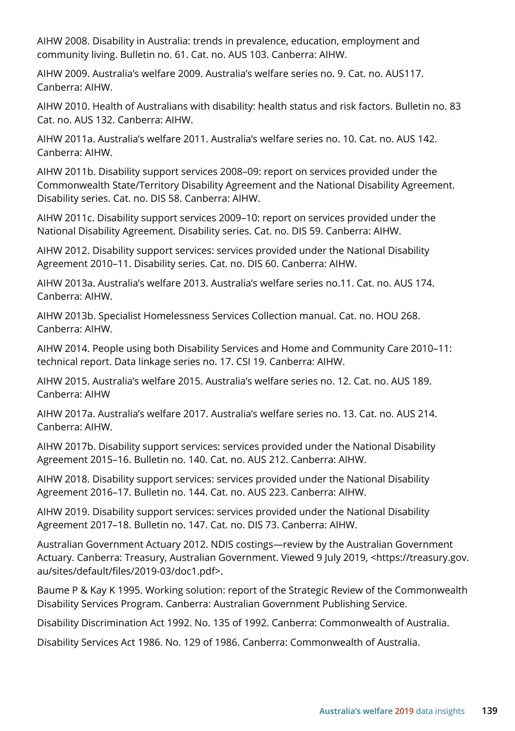AIHW 2008. Disability in Australia: trends in prevalence, education, employment and community living. Bulletin no. 61. Cat. no. AUS 103. Canberra: AIHW.

AIHW 2009. Australia's welfare 2009. Australia's welfare series no. 9. Cat. no. AUS117. Canberra: AIHW.

AIHW 2010. Health of Australians with disability: health status and risk factors. Bulletin no. 83 Cat. no. AUS 132. Canberra: AIHW.

AIHW 2011a. Australia's welfare 2011. Australia's welfare series no. 10. Cat. no. AUS 142. Canberra: AIHW.

AIHW 2011b. Disability support services 2008–09: report on services provided under the Commonwealth State/Territory Disability Agreement and the National Disability Agreement. Disability series. Cat. no. DIS 58. Canberra: AIHW.

AIHW 2011c. Disability support services 2009–10: report on services provided under the National Disability Agreement. Disability series. Cat. no. DIS 59. Canberra: AIHW.

AIHW 2012. Disability support services: services provided under the National Disability Agreement 2010–11. Disability series. Cat. no. DIS 60. Canberra: AIHW.

AIHW 2013a. Australia's welfare 2013. Australia's welfare series no.11. Cat. no. AUS 174. Canberra: AIHW.

AIHW 2013b. Specialist Homelessness Services Collection manual. Cat. no. HOU 268. Canberra: AIHW.

AIHW 2014. People using both Disability Services and Home and Community Care 2010–11: technical report. Data linkage series no. 17. CSI 19. Canberra: AIHW.

AIHW 2015. Australia's welfare 2015. Australia's welfare series no. 12. Cat. no. AUS 189. Canberra: AIHW

AIHW 2017a. Australia's welfare 2017. Australia's welfare series no. 13. Cat. no. AUS 214. Canberra: AIHW.

AIHW 2017b. Disability support services: services provided under the National Disability Agreement 2015–16. Bulletin no. 140. Cat. no. AUS 212. Canberra: AIHW.

AIHW 2018. Disability support services: services provided under the National Disability Agreement 2016–17. Bulletin no. 144. Cat. no. AUS 223. Canberra: AIHW.

AIHW 2019. Disability support services: services provided under the National Disability Agreement 2017–18. Bulletin no. 147. Cat. no. DIS 73. Canberra: AIHW.

Australian Government Actuary 2012. NDIS costings—review by the Australian Government Actuary. Canberra: Treasury, Australian Government. Viewed 9 July 2019, <https://treasury.gov.au/sites/default/files/2019-03/doc1.pdf>.

Baume P & Kay K 1995. Working solution: report of the Strategic Review of the Commonwealth Disability Services Program. Canberra: Australian Government Publishing Service.

Disability Discrimination Act 1992. No. 135 of 1992. Canberra: Commonwealth of Australia.

Disability Services Act 1986. No. 129 of 1986. Canberra: Commonwealth of Australia.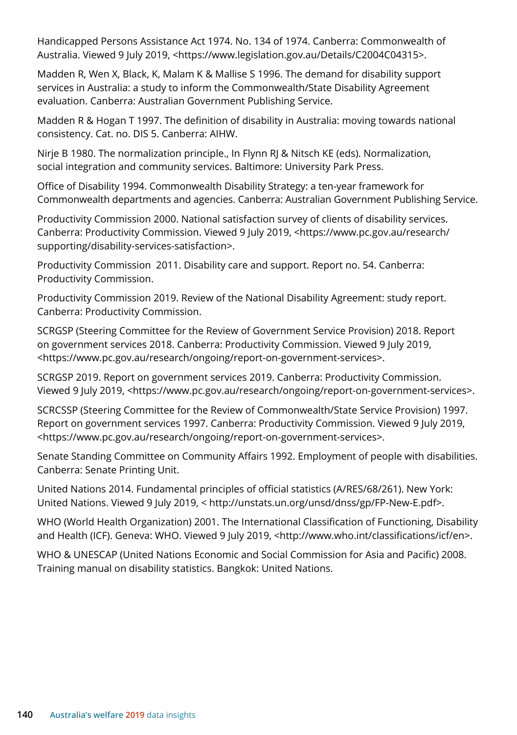Handicapped Persons Assistance Act 1974. No. 134 of 1974. Canberra: Commonwealth of Australia. Viewed 9 July 2019, <https://www.legislation.gov.au/Details/C2004C04315>.

Madden R, Wen X, Black, K, Malam K & Mallise S 1996. The demand for disability support services in Australia: a study to inform the Commonwealth/State Disability Agreement evaluation. Canberra: Australian Government Publishing Service.

Madden R & Hogan T 1997. The definition of disability in Australia: moving towards national consistency. Cat. no. DIS 5. Canberra: AIHW.

Nirje B 1980. The normalization principle., In Flynn RJ & Nitsch KE (eds). Normalization, social integration and community services. Baltimore: University Park Press.

Office of Disability 1994. Commonwealth Disability Strategy: a ten-year framework for Commonwealth departments and agencies. Canberra: Australian Government Publishing Service.

Productivity Commission 2000. National satisfaction survey of clients of disability services. Canberra: Productivity Commission. Viewed 9 July 2019, <https://www.pc.gov.au/research/supporting/disability-services-satisfaction>.

Productivity Commission 2011. Disability care and support. Report no. 54. Canberra: Productivity Commission.

Productivity Commission 2019. Review of the National Disability Agreement: study report. Canberra: Productivity Commission.

SCRGSP (Steering Committee for the Review of Government Service Provision) 2018. Report on government services 2018. Canberra: Productivity Commission. Viewed 9 July 2019, <https://www.pc.gov.au/research/ongoing/report-on-government-services>.

SCRGSP 2019. Report on government services 2019. Canberra: Productivity Commission. Viewed 9 July 2019, <https://www.pc.gov.au/research/ongoing/report-on-government-services>.

SCRCSSP (Steering Committee for the Review of Commonwealth/State Service Provision) 1997. Report on government services 1997. Canberra: Productivity Commission. Viewed 9 July 2019, <https://www.pc.gov.au/research/ongoing/report-on-government-services>.

Senate Standing Committee on Community Affairs 1992. Employment of people with disabilities. Canberra: Senate Printing Unit.

United Nations 2014. Fundamental principles of official statistics (A/RES/68/261). New York: United Nations. Viewed 9 July 2019, < http://unstats.un.org/unsd/dnss/gp/FP-New-E.pdf>.

WHO (World Health Organization) 2001. The International Classification of Functioning, Disability and Health (ICF). Geneva: WHO. Viewed 9 July 2019, <http://www.who.int/classifications/icf/en>.

WHO & UNESCAP (United Nations Economic and Social Commission for Asia and Pacific) 2008. Training manual on disability statistics. Bangkok: United Nations.